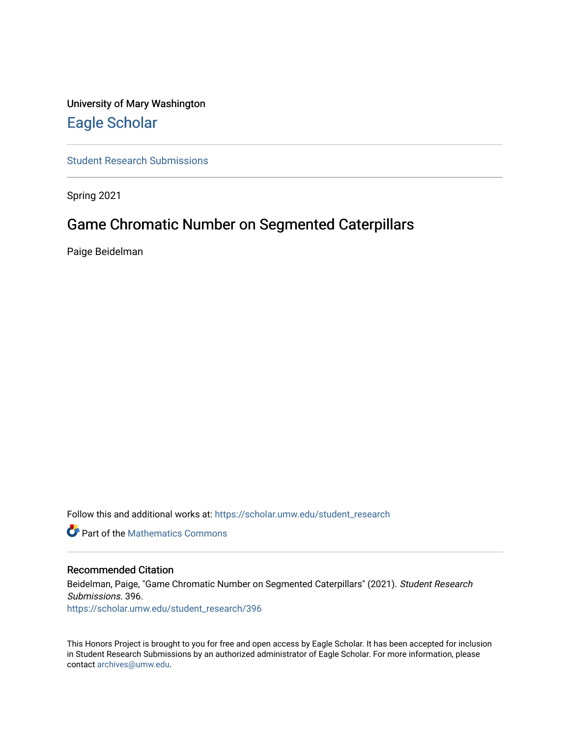University of Mary Washington

# Eagle Scholar

Student Research Submissions

Spring 2021

## Game Chromatic Number on Segmented Caterpillars

Paige Beidelman

Follow this and additional works at: https://scholar.umw.edu/student_research

Part of the Mathematics Commons

### Recommended Citation

Beidelman, Paige, "Game Chromatic Number on Segmented Caterpillars" (2021). *Student Research Submissions*. 396.
https://scholar.umw.edu/student_research/396

This Honors Project is brought to you for free and open access by Eagle Scholar. It has been accepted for inclusion in Student Research Submissions by an authorized administrator of Eagle Scholar. For more information, please contact archives@umw.edu.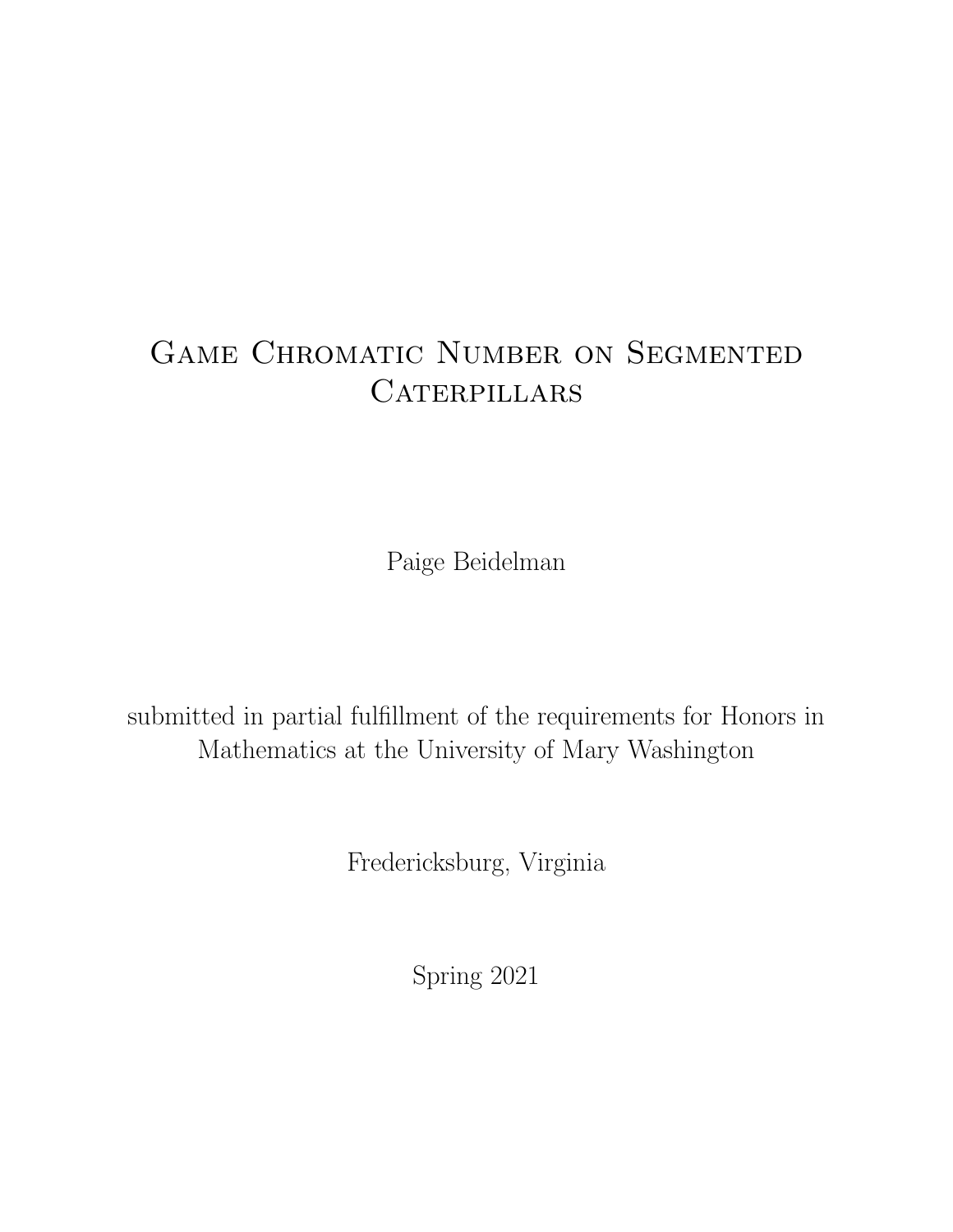# Game Chromatic Number on Segmented Caterpillars

Paige Beidelman

submitted in partial fulfillment of the requirements for Honors in Mathematics at the University of Mary Washington

Fredericksburg, Virginia

Spring 2021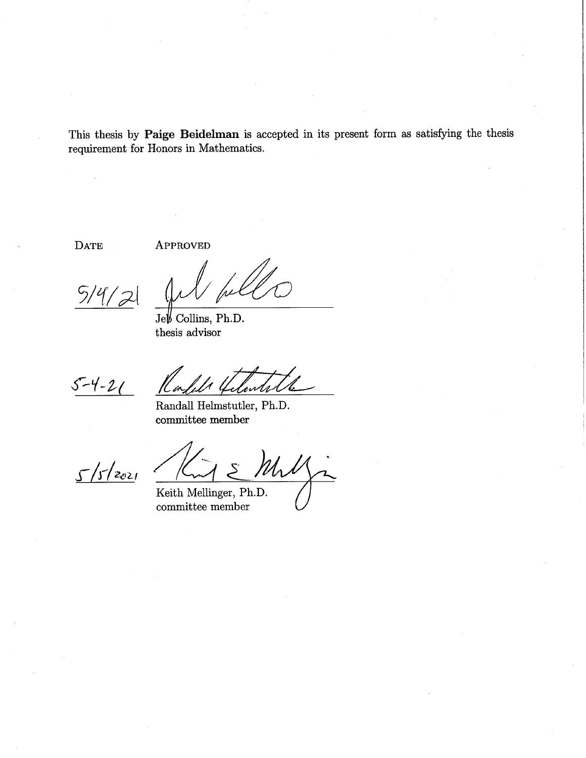This thesis by **Paige Beidelman** is accepted in its present form as satisfying the thesis requirement for Honors in Mathematics.

| DATE | APPROVED |
| --- | --- |
| 5/4/21 | Jeb Collins, Ph.D.<br>thesis advisor |
| 5-4-21 | Randall Helmstutler, Ph.D.<br>committee member |
| 5/5/2021 | Keith Mellinger, Ph.D.<br>committee member |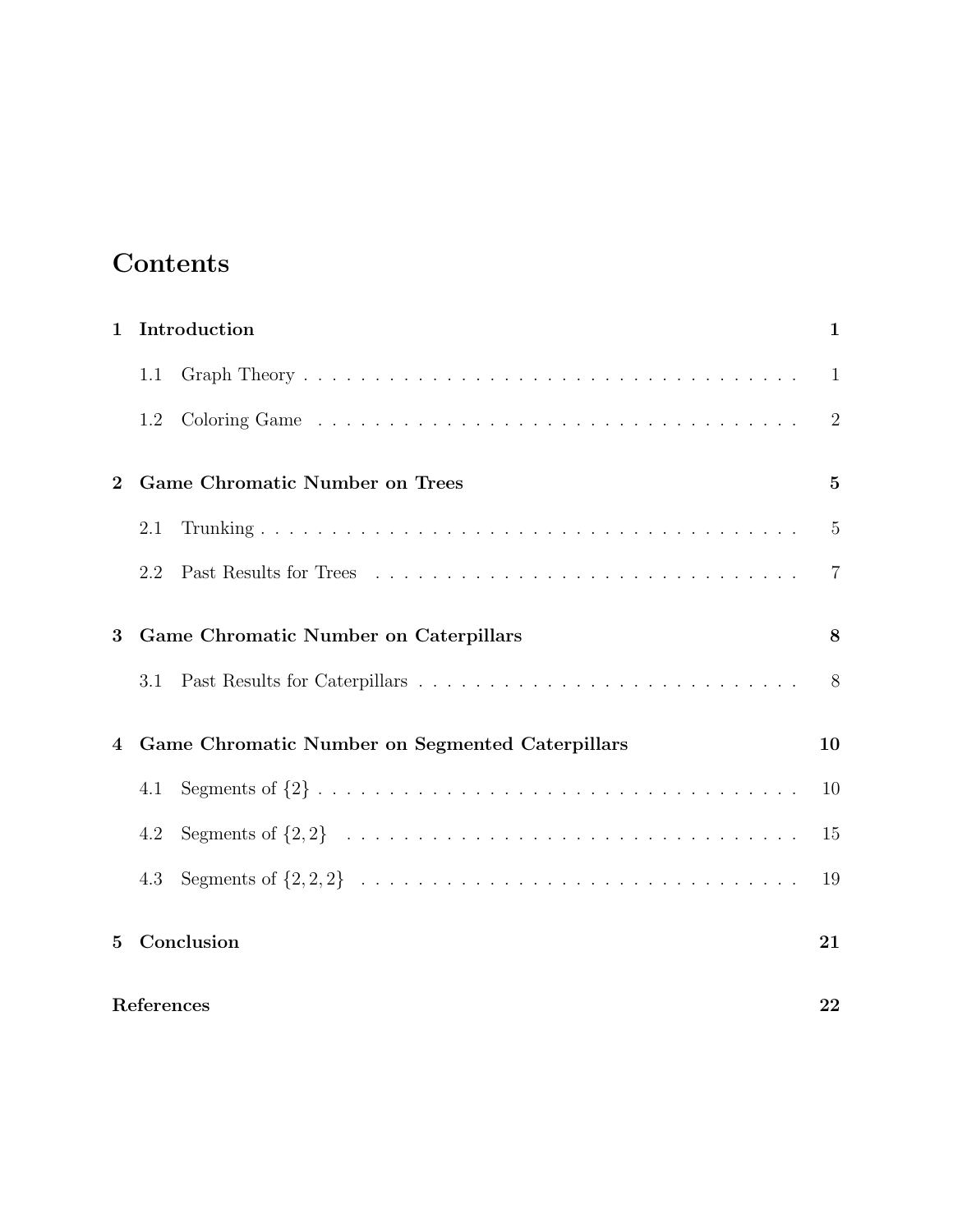# Contents

**1 Introduction** **1**

1.1 Graph Theory . . . . . . . . . . . . . . . . . . . . . . . . . . . . . . . . . 1

1.2 Coloring Game . . . . . . . . . . . . . . . . . . . . . . . . . . . . . . . . 2

**2 Game Chromatic Number on Trees** **5**

2.1 Trunking . . . . . . . . . . . . . . . . . . . . . . . . . . . . . . . . . . . 5

2.2 Past Results for Trees . . . . . . . . . . . . . . . . . . . . . . . . . . . . 7

**3 Game Chromatic Number on Caterpillars** **8**

3.1 Past Results for Caterpillars . . . . . . . . . . . . . . . . . . . . . . . . . 8

**4 Game Chromatic Number on Segmented Caterpillars** **10**

4.1 Segments of $\{2\}$ . . . . . . . . . . . . . . . . . . . . . . . . . . . . . . . 10

4.2 Segments of $\{2, 2\}$ . . . . . . . . . . . . . . . . . . . . . . . . . . . . . . 15

4.3 Segments of $\{2, 2, 2\}$ . . . . . . . . . . . . . . . . . . . . . . . . . . . . . 19

**5 Conclusion** **21**

**References** **22**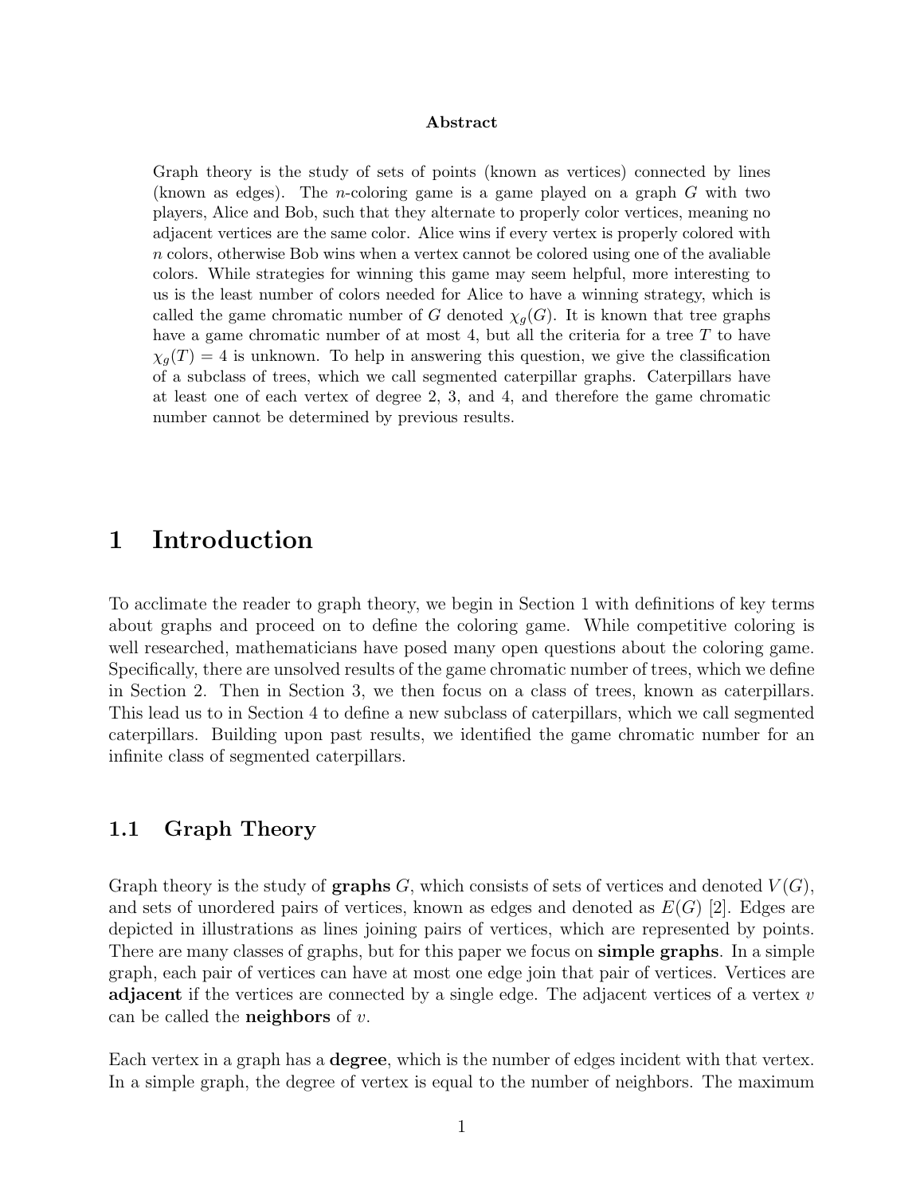**Abstract**

Graph theory is the study of sets of points (known as vertices) connected by lines (known as edges). The $n$-coloring game is a game played on a graph $G$ with two players, Alice and Bob, such that they alternate to properly color vertices, meaning no adjacent vertices are the same color. Alice wins if every vertex is properly colored with $n$ colors, otherwise Bob wins when a vertex cannot be colored using one of the avaliable colors. While strategies for winning this game may seem helpful, more interesting to us is the least number of colors needed for Alice to have a winning strategy, which is called the game chromatic number of $G$ denoted $\chi_g(G)$. It is known that tree graphs have a game chromatic number of at most 4, but all the criteria for a tree $T$ to have $\chi_g(T) = 4$ is unknown. To help in answering this question, we give the classification of a subclass of trees, which we call segmented caterpillar graphs. Caterpillars have at least one of each vertex of degree 2, 3, and 4, and therefore the game chromatic number cannot be determined by previous results.

# 1 Introduction

To acclimate the reader to graph theory, we begin in Section 1 with definitions of key terms about graphs and proceed on to define the coloring game. While competitive coloring is well researched, mathematicians have posed many open questions about the coloring game. Specifically, there are unsolved results of the game chromatic number of trees, which we define in Section 2. Then in Section 3, we then focus on a class of trees, known as caterpillars. This lead us to in Section 4 to define a new subclass of caterpillars, which we call segmented caterpillars. Building upon past results, we identified the game chromatic number for an infinite class of segmented caterpillars.

## 1.1 Graph Theory

Graph theory is the study of **graphs** $G$, which consists of sets of vertices and denoted $V(G)$, and sets of unordered pairs of vertices, known as edges and denoted as $E(G)$ [2]. Edges are depicted in illustrations as lines joining pairs of vertices, which are represented by points. There are many classes of graphs, but for this paper we focus on **simple graphs**. In a simple graph, each pair of vertices can have at most one edge join that pair of vertices. Vertices are **adjacent** if the vertices are connected by a single edge. The adjacent vertices of a vertex $v$ can be called the **neighbors** of $v$.

Each vertex in a graph has a **degree**, which is the number of edges incident with that vertex. In a simple graph, the degree of vertex is equal to the number of neighbors. The maximum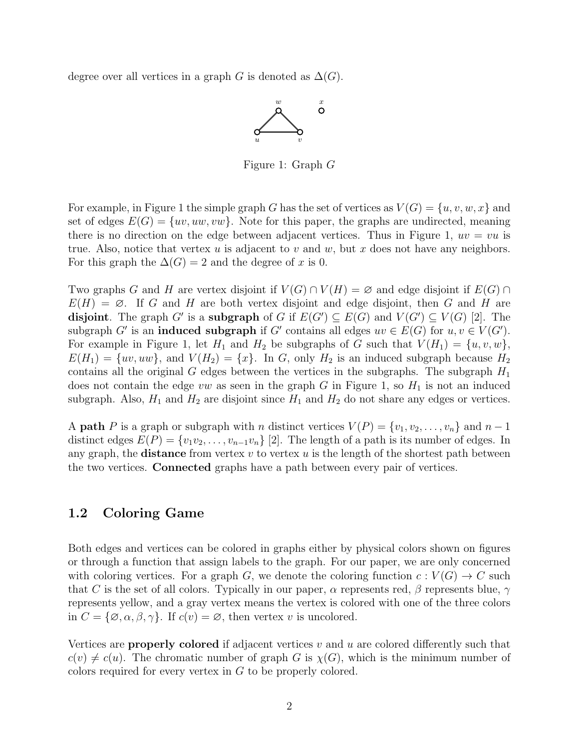degree over all vertices in a graph $G$ is denoted as $\Delta(G)$.

Figure 1: Graph $G$

For example, in Figure 1 the simple graph $G$ has the set of vertices as $V(G) = \{u, v, w, x\}$ and set of edges $E(G) = \{uv, uw, vw\}$. Note for this paper, the graphs are undirected, meaning there is no direction on the edge between adjacent vertices. Thus in Figure 1, $uv = vu$ is true. Also, notice that vertex $u$ is adjacent to $v$ and $w$, but $x$ does not have any neighbors. For this graph the $\Delta(G) = 2$ and the degree of $x$ is 0.

Two graphs $G$ and $H$ are vertex disjoint if $V(G) \cap V(H) = \varnothing$ and edge disjoint if $E(G) \cap E(H) = \varnothing$. If $G$ and $H$ are both vertex disjoint and edge disjoint, then $G$ and $H$ are **disjoint**. The graph $G'$ is a **subgraph** of $G$ if $E(G') \subseteq E(G)$ and $V(G') \subseteq V(G)$ [2]. The subgraph $G'$ is an **induced subgraph** if $G'$ contains all edges $uv \in E(G)$ for $u, v \in V(G')$. For example in Figure 1, let $H_1$ and $H_2$ be subgraphs of $G$ such that $V(H_1) = \{u, v, w\}$, $E(H_1) = \{uv, uw\}$, and $V(H_2) = \{x\}$. In $G$, only $H_2$ is an induced subgraph because $H_2$ contains all the original $G$ edges between the vertices in the subgraphs. The subgraph $H_1$ does not contain the edge $vw$ as seen in the graph $G$ in Figure 1, so $H_1$ is not an induced subgraph. Also, $H_1$ and $H_2$ are disjoint since $H_1$ and $H_2$ do not share any edges or vertices.

A **path** $P$ is a graph or subgraph with $n$ distinct vertices $V(P) = \{v_1, v_2, \ldots, v_n\}$ and $n-1$ distinct edges $E(P) = \{v_1v_2, \ldots, v_{n-1}v_n\}$ [2]. The length of a path is its number of edges. In any graph, the **distance** from vertex $v$ to vertex $u$ is the length of the shortest path between the two vertices. **Connected** graphs have a path between every pair of vertices.

## 1.2 Coloring Game

Both edges and vertices can be colored in graphs either by physical colors shown on figures or through a function that assign labels to the graph. For our paper, we are only concerned with coloring vertices. For a graph $G$, we denote the coloring function $c : V(G) \to C$ such that $C$ is the set of all colors. Typically in our paper, $\alpha$ represents red, $\beta$ represents blue, $\gamma$ represents yellow, and a gray vertex means the vertex is colored with one of the three colors in $C = \{\varnothing, \alpha, \beta, \gamma\}$. If $c(v) = \varnothing$, then vertex $v$ is uncolored.

Vertices are **properly colored** if adjacent vertices $v$ and $u$ are colored differently such that $c(v) \neq c(u)$. The chromatic number of graph $G$ is $\chi(G)$, which is the minimum number of colors required for every vertex in $G$ to be properly colored.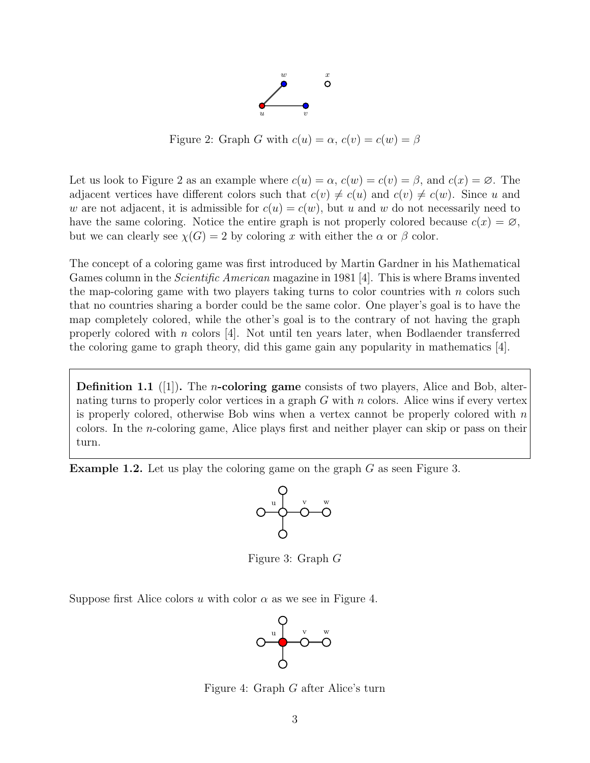Figure 2: Graph $G$ with $c(u) = \alpha$, $c(v) = c(w) = \beta$

Let us look to Figure 2 as an example where $c(u) = \alpha$, $c(w) = c(v) = \beta$, and $c(x) = \varnothing$. The adjacent vertices have different colors such that $c(v) \neq c(u)$ and $c(v) \neq c(w)$. Since $u$ and $w$ are not adjacent, it is admissible for $c(u) = c(w)$, but $u$ and $w$ do not necessarily need to have the same coloring. Notice the entire graph is not properly colored because $c(x) = \varnothing$, but we can clearly see $\chi(G) = 2$ by coloring $x$ with either the $\alpha$ or $\beta$ color.

The concept of a coloring game was first introduced by Martin Gardner in his Mathematical Games column in the *Scientific American* magazine in 1981 [4]. This is where Brams invented the map-coloring game with two players taking turns to color countries with $n$ colors such that no countries sharing a border could be the same color. One player's goal is to have the map completely colored, while the other's goal is to the contrary of not having the graph properly colored with $n$ colors [4]. Not until ten years later, when Bodlaender transferred the coloring game to graph theory, did this game gain any popularity in mathematics [4].

**Definition 1.1** ([1])**.** The $n$**-coloring game** consists of two players, Alice and Bob, alternating turns to properly color vertices in a graph $G$ with $n$ colors. Alice wins if every vertex is properly colored, otherwise Bob wins when a vertex cannot be properly colored with $n$ colors. In the $n$-coloring game, Alice plays first and neither player can skip or pass on their turn.

**Example 1.2.** Let us play the coloring game on the graph $G$ as seen Figure 3.

Figure 3: Graph $G$

Suppose first Alice colors $u$ with color $\alpha$ as we see in Figure 4.

Figure 4: Graph $G$ after Alice's turn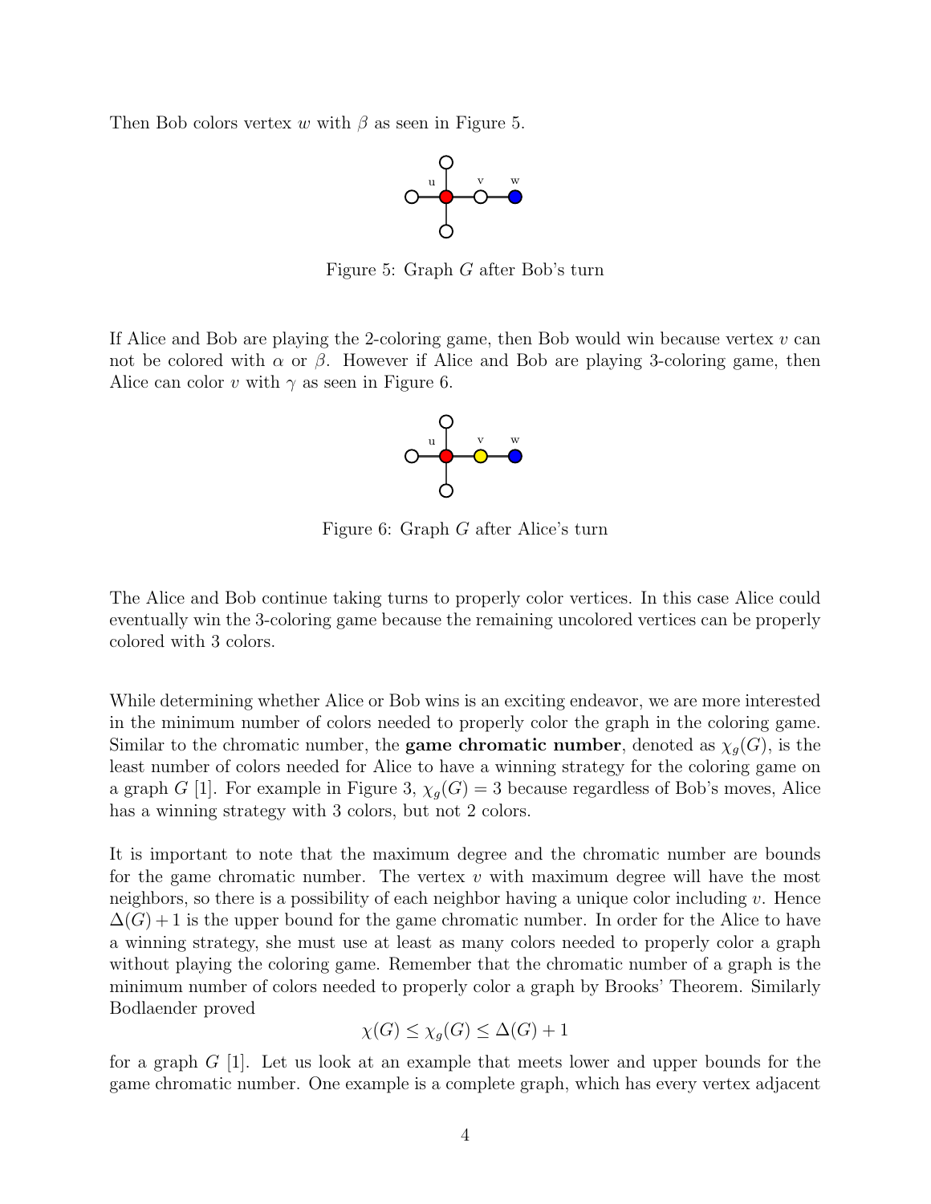Then Bob colors vertex $w$ with $\beta$ as seen in Figure 5.

Figure 5: Graph $G$ after Bob's turn

If Alice and Bob are playing the 2-coloring game, then Bob would win because vertex $v$ can not be colored with $\alpha$ or $\beta$. However if Alice and Bob are playing 3-coloring game, then Alice can color $v$ with $\gamma$ as seen in Figure 6.

Figure 6: Graph $G$ after Alice's turn

The Alice and Bob continue taking turns to properly color vertices. In this case Alice could eventually win the 3-coloring game because the remaining uncolored vertices can be properly colored with 3 colors.

While determining whether Alice or Bob wins is an exciting endeavor, we are more interested in the minimum number of colors needed to properly color the graph in the coloring game. Similar to the chromatic number, the **game chromatic number**, denoted as $\chi_g(G)$, is the least number of colors needed for Alice to have a winning strategy for the coloring game on a graph $G$ [1]. For example in Figure 3, $\chi_g(G) = 3$ because regardless of Bob's moves, Alice has a winning strategy with 3 colors, but not 2 colors.

It is important to note that the maximum degree and the chromatic number are bounds for the game chromatic number. The vertex $v$ with maximum degree will have the most neighbors, so there is a possibility of each neighbor having a unique color including $v$. Hence $\Delta(G) + 1$ is the upper bound for the game chromatic number. In order for the Alice to have a winning strategy, she must use at least as many colors needed to properly color a graph without playing the coloring game. Remember that the chromatic number of a graph is the minimum number of colors needed to properly color a graph by Brooks' Theorem. Similarly Bodlaender proved

$$\chi(G) \leq \chi_g(G) \leq \Delta(G) + 1$$

for a graph $G$ [1]. Let us look at an example that meets lower and upper bounds for the game chromatic number. One example is a complete graph, which has every vertex adjacent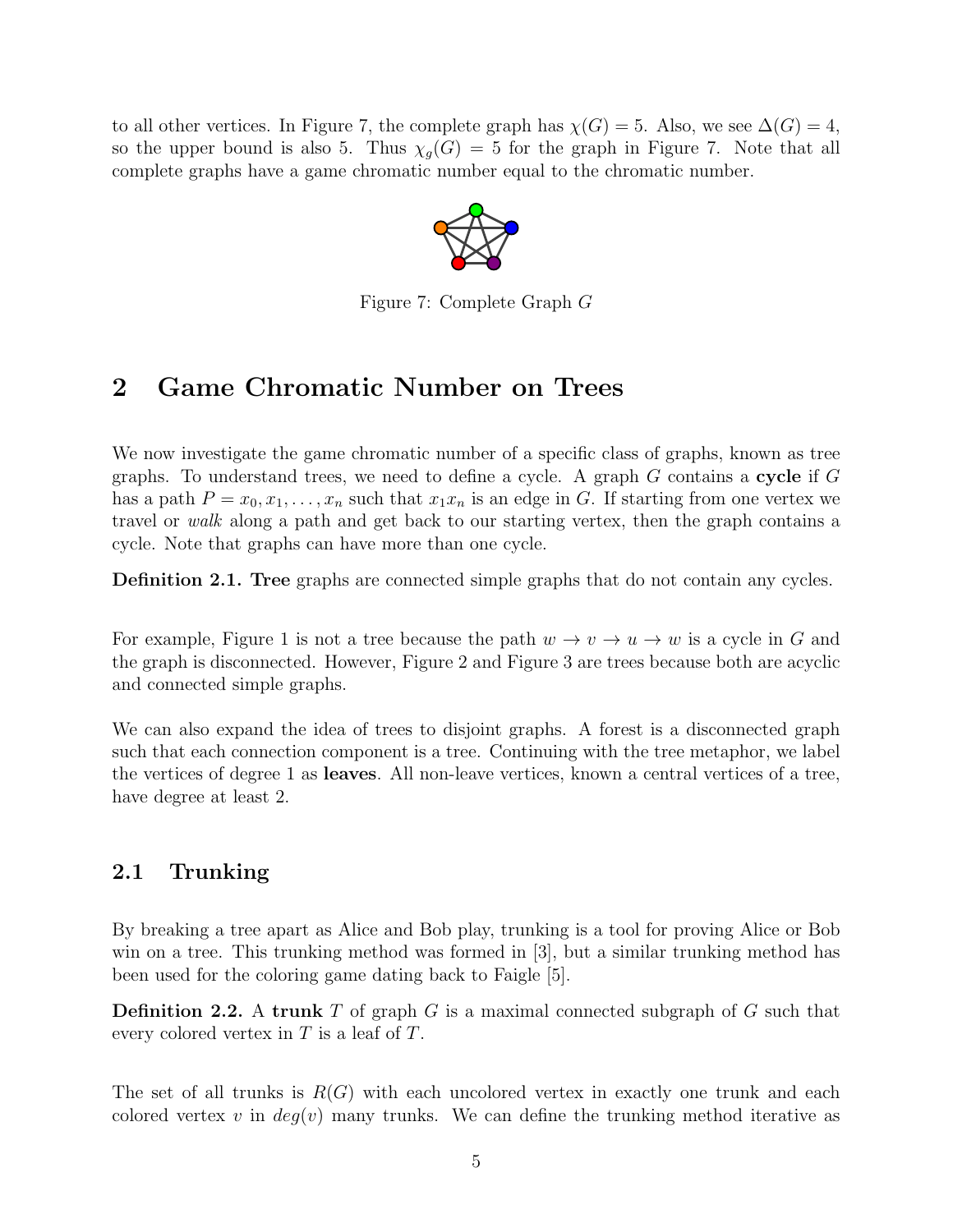to all other vertices. In Figure 7, the complete graph has $\chi(G) = 5$. Also, we see $\Delta(G) = 4$, so the upper bound is also 5. Thus $\chi_g(G) = 5$ for the graph in Figure 7. Note that all complete graphs have a game chromatic number equal to the chromatic number.

Figure 7: Complete Graph $G$

# 2 Game Chromatic Number on Trees

We now investigate the game chromatic number of a specific class of graphs, known as tree graphs. To understand trees, we need to define a cycle. A graph $G$ contains a **cycle** if $G$ has a path $P = x_0, x_1, \ldots, x_n$ such that $x_1 x_n$ is an edge in $G$. If starting from one vertex we travel or *walk* along a path and get back to our starting vertex, then the graph contains a cycle. Note that graphs can have more than one cycle.

**Definition 2.1.** **Tree** graphs are connected simple graphs that do not contain any cycles.

For example, Figure 1 is not a tree because the path $w \to v \to u \to w$ is a cycle in $G$ and the graph is disconnected. However, Figure 2 and Figure 3 are trees because both are acyclic and connected simple graphs.

We can also expand the idea of trees to disjoint graphs. A forest is a disconnected graph such that each connection component is a tree. Continuing with the tree metaphor, we label the vertices of degree 1 as **leaves**. All non-leave vertices, known a central vertices of a tree, have degree at least 2.

## 2.1 Trunking

By breaking a tree apart as Alice and Bob play, trunking is a tool for proving Alice or Bob win on a tree. This trunking method was formed in [3], but a similar trunking method has been used for the coloring game dating back to Faigle [5].

**Definition 2.2.** A **trunk** $T$ of graph $G$ is a maximal connected subgraph of $G$ such that every colored vertex in $T$ is a leaf of $T$.

The set of all trunks is $R(G)$ with each uncolored vertex in exactly one trunk and each colored vertex $v$ in $deg(v)$ many trunks. We can define the trunking method iterative as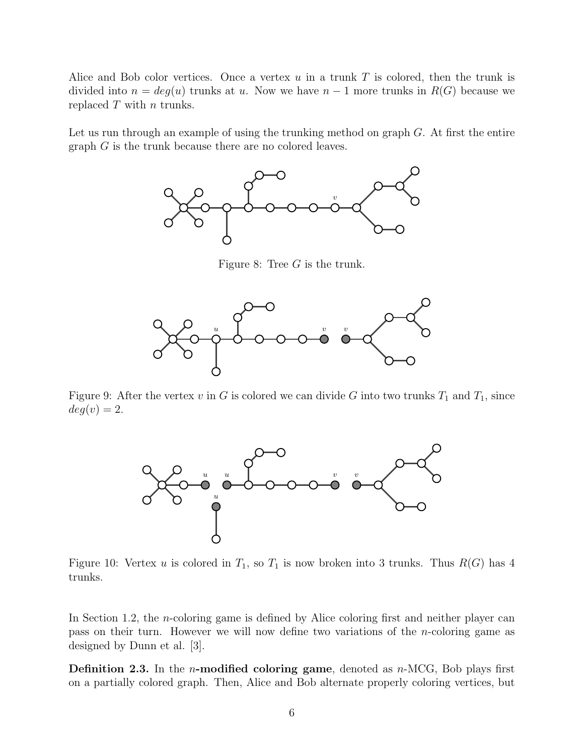Alice and Bob color vertices. Once a vertex $u$ in a trunk $T$ is colored, then the trunk is divided into $n = deg(u)$ trunks at $u$. Now we have $n-1$ more trunks in $R(G)$ because we replaced $T$ with $n$ trunks.

Let us run through an example of using the trunking method on graph $G$. At first the entire graph $G$ is the trunk because there are no colored leaves.

Figure 8: Tree $G$ is the trunk.

Figure 9: After the vertex $v$ in $G$ is colored we can divide $G$ into two trunks $T_1$ and $T_1$, since $deg(v) = 2$.

Figure 10: Vertex $u$ is colored in $T_1$, so $T_1$ is now broken into 3 trunks. Thus $R(G)$ has 4 trunks.

In Section 1.2, the $n$-coloring game is defined by Alice coloring first and neither player can pass on their turn. However we will now define two variations of the $n$-coloring game as designed by Dunn et al. [3].

**Definition 2.3.** In the **$n$-modified coloring game**, denoted as $n$-MCG, Bob plays first on a partially colored graph. Then, Alice and Bob alternate properly coloring vertices, but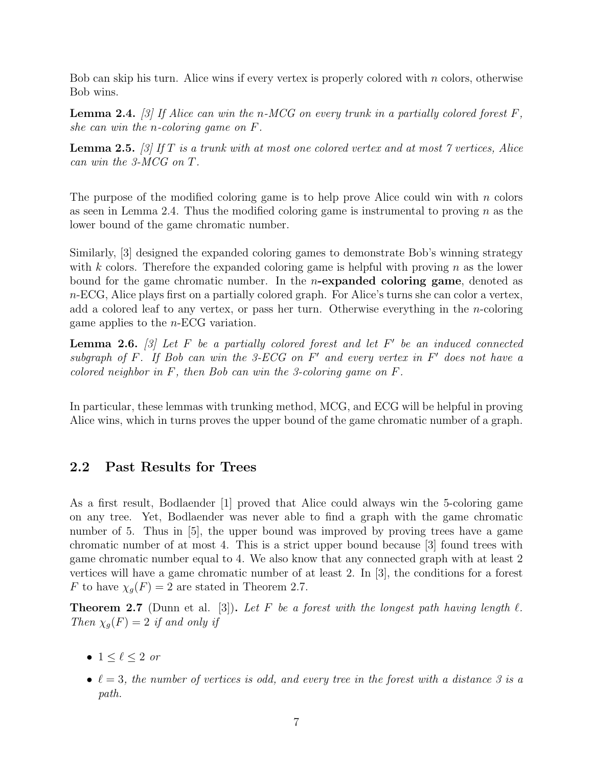Bob can skip his turn. Alice wins if every vertex is properly colored with $n$ colors, otherwise Bob wins.

**Lemma 2.4.** *[3] If Alice can win the $n$-MCG on every trunk in a partially colored forest $F$, she can win the $n$-coloring game on $F$.*

**Lemma 2.5.** *[3] If $T$ is a trunk with at most one colored vertex and at most 7 vertices, Alice can win the 3-MCG on $T$.*

The purpose of the modified coloring game is to help prove Alice could win with $n$ colors as seen in Lemma 2.4. Thus the modified coloring game is instrumental to proving $n$ as the lower bound of the game chromatic number.

Similarly, [3] designed the expanded coloring games to demonstrate Bob's winning strategy with $k$ colors. Therefore the expanded coloring game is helpful with proving $n$ as the lower bound for the game chromatic number. In the **$n$-expanded coloring game**, denoted as $n$-ECG, Alice plays first on a partially colored graph. For Alice's turns she can color a vertex, add a colored leaf to any vertex, or pass her turn. Otherwise everything in the $n$-coloring game applies to the $n$-ECG variation.

**Lemma 2.6.** *[3] Let $F$ be a partially colored forest and let $F'$ be an induced connected subgraph of $F$. If Bob can win the 3-ECG on $F'$ and every vertex in $F'$ does not have a colored neighbor in $F$, then Bob can win the 3-coloring game on $F$.*

In particular, these lemmas with trunking method, MCG, and ECG will be helpful in proving Alice wins, which in turns proves the upper bound of the game chromatic number of a graph.

## 2.2 Past Results for Trees

As a first result, Bodlaender [1] proved that Alice could always win the 5-coloring game on any tree. Yet, Bodlaender was never able to find a graph with the game chromatic number of 5. Thus in [5], the upper bound was improved by proving trees have a game chromatic number of at most 4. This is a strict upper bound because [3] found trees with game chromatic number equal to 4. We also know that any connected graph with at least 2 vertices will have a game chromatic number of at least 2. In [3], the conditions for a forest $F$ to have $\chi_g(F) = 2$ are stated in Theorem 2.7.

**Theorem 2.7** (Dunn et al. [3])**.** *Let $F$ be a forest with the longest path having length $\ell$. Then $\chi_g(F) = 2$ if and only if*

- *$1 \leq \ell \leq 2$ or*
- *$\ell = 3$, the number of vertices is odd, and every tree in the forest with a distance 3 is a path.*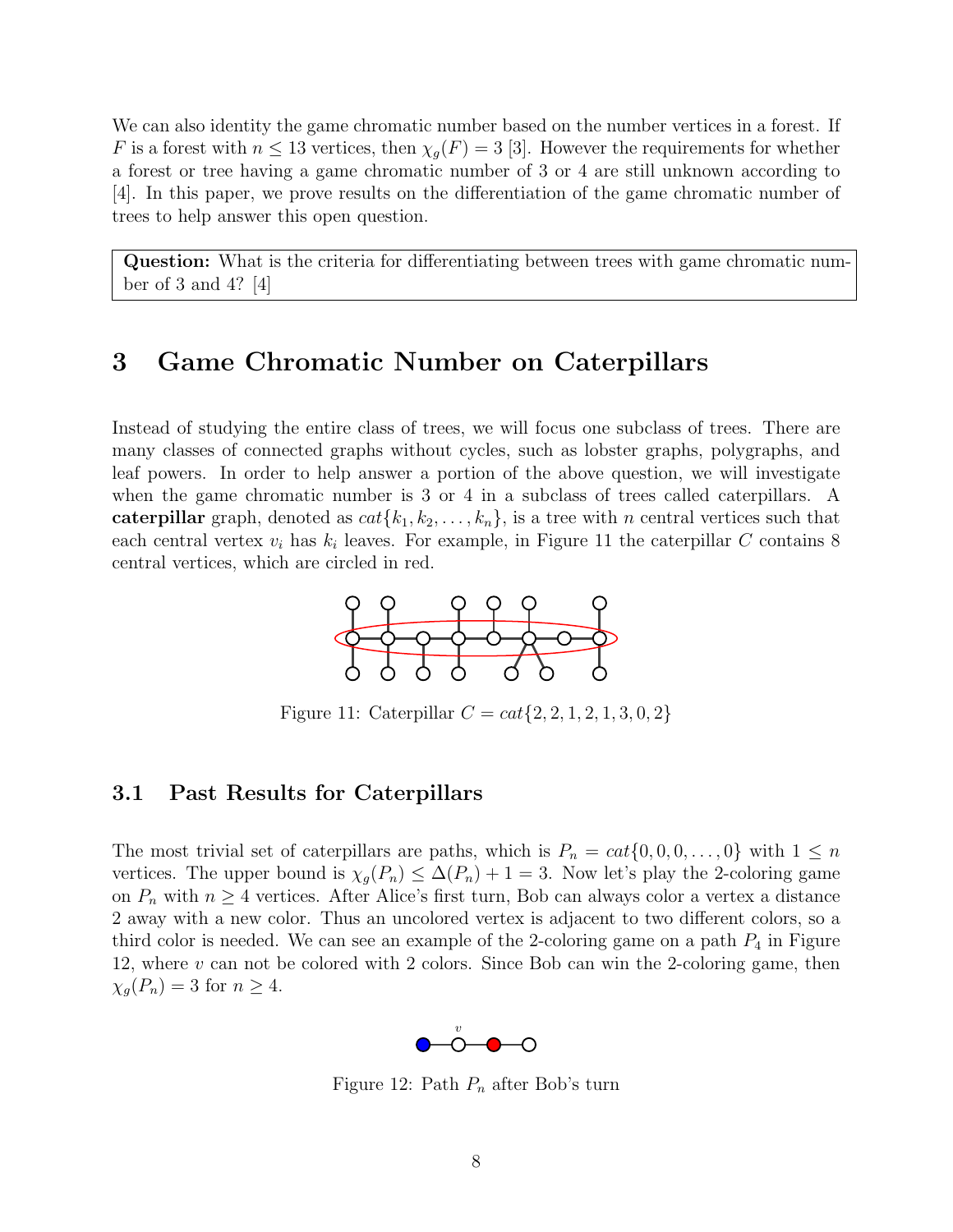We can also identity the game chromatic number based on the number vertices in a forest. If $F$ is a forest with $n \leq 13$ vertices, then $\chi_g(F) = 3$ [3]. However the requirements for whether a forest or tree having a game chromatic number of 3 or 4 are still unknown according to [4]. In this paper, we prove results on the differentiation of the game chromatic number of trees to help answer this open question.

> **Question:** What is the criteria for differentiating between trees with game chromatic number of 3 and 4? [4]

## 3 Game Chromatic Number on Caterpillars

Instead of studying the entire class of trees, we will focus one subclass of trees. There are many classes of connected graphs without cycles, such as lobster graphs, polygraphs, and leaf powers. In order to help answer a portion of the above question, we will investigate when the game chromatic number is 3 or 4 in a subclass of trees called caterpillars. A **caterpillar** graph, denoted as $cat\{k_1, k_2, \ldots, k_n\}$, is a tree with $n$ central vertices such that each central vertex $v_i$ has $k_i$ leaves. For example, in Figure 11 the caterpillar $C$ contains 8 central vertices, which are circled in red.

Figure 11: Caterpillar $C = cat\{2, 2, 1, 2, 1, 3, 0, 2\}$

### 3.1 Past Results for Caterpillars

The most trivial set of caterpillars are paths, which is $P_n = cat\{0, 0, 0, \ldots, 0\}$ with $1 \leq n$ vertices. The upper bound is $\chi_g(P_n) \leq \Delta(P_n) + 1 = 3$. Now let's play the 2-coloring game on $P_n$ with $n \geq 4$ vertices. After Alice's first turn, Bob can always color a vertex a distance 2 away with a new color. Thus an uncolored vertex is adjacent to two different colors, so a third color is needed. We can see an example of the 2-coloring game on a path $P_4$ in Figure 12, where $v$ can not be colored with 2 colors. Since Bob can win the 2-coloring game, then $\chi_g(P_n) = 3$ for $n \geq 4$.

Figure 12: Path $P_n$ after Bob's turn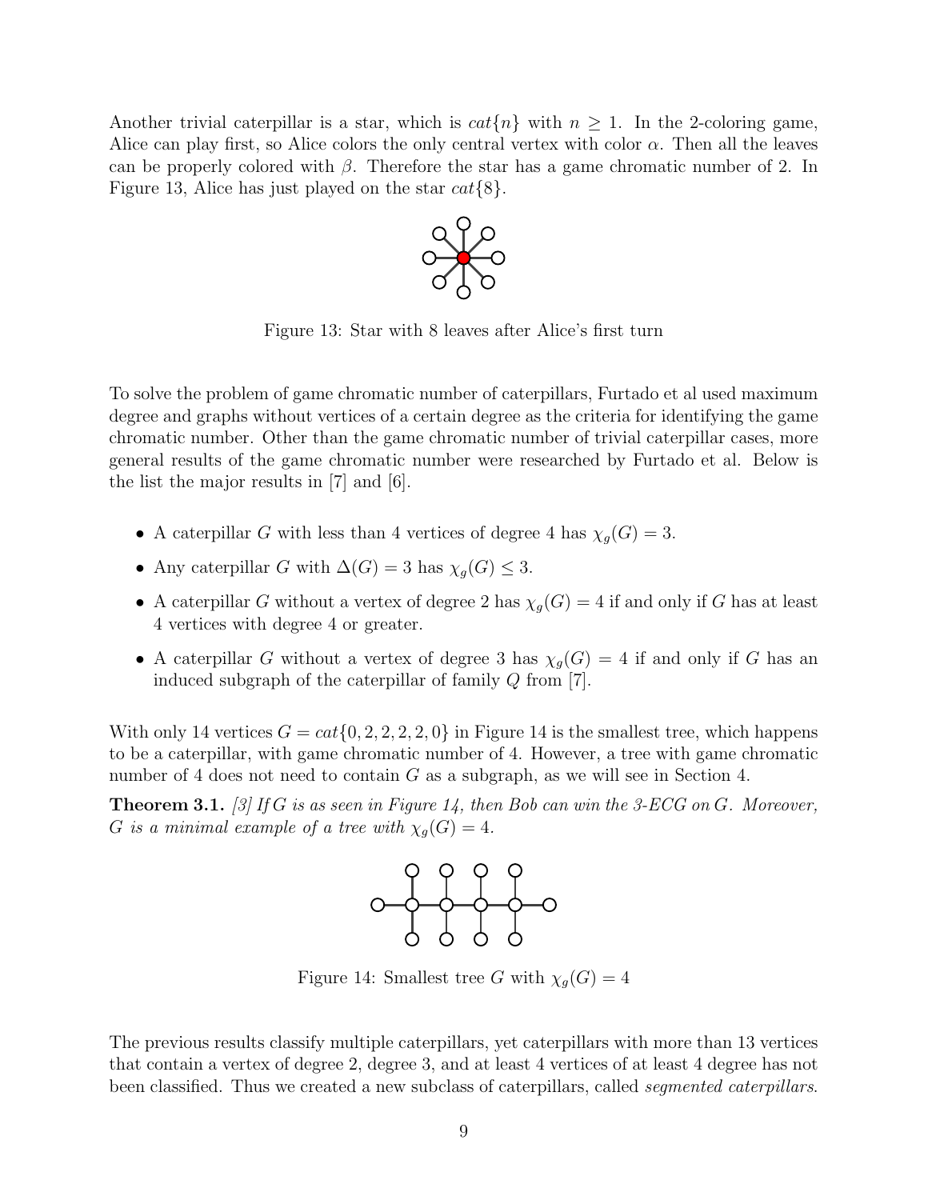Another trivial caterpillar is a star, which is $cat\{n\}$ with $n \geq 1$. In the 2-coloring game, Alice can play first, so Alice colors the only central vertex with color $\alpha$. Then all the leaves can be properly colored with $\beta$. Therefore the star has a game chromatic number of 2. In Figure 13, Alice has just played on the star $cat\{8\}$.

Figure 13: Star with 8 leaves after Alice's first turn

To solve the problem of game chromatic number of caterpillars, Furtado et al used maximum degree and graphs without vertices of a certain degree as the criteria for identifying the game chromatic number. Other than the game chromatic number of trivial caterpillar cases, more general results of the game chromatic number were researched by Furtado et al. Below is the list the major results in [7] and [6].

- A caterpillar $G$ with less than 4 vertices of degree 4 has $\chi_g(G) = 3$.
- Any caterpillar $G$ with $\Delta(G) = 3$ has $\chi_g(G) \leq 3$.
- A caterpillar $G$ without a vertex of degree 2 has $\chi_g(G) = 4$ if and only if $G$ has at least 4 vertices with degree 4 or greater.
- A caterpillar $G$ without a vertex of degree 3 has $\chi_g(G) = 4$ if and only if $G$ has an induced subgraph of the caterpillar of family $Q$ from [7].

With only 14 vertices $G = cat\{0, 2, 2, 2, 2, 0\}$ in Figure 14 is the smallest tree, which happens to be a caterpillar, with game chromatic number of 4. However, a tree with game chromatic number of 4 does not need to contain $G$ as a subgraph, as we will see in Section 4.

**Theorem 3.1.** *[3] If $G$ is as seen in Figure 14, then Bob can win the 3-ECG on $G$. Moreover, $G$ is a minimal example of a tree with $\chi_g(G) = 4$.*

Figure 14: Smallest tree $G$ with $\chi_g(G) = 4$

The previous results classify multiple caterpillars, yet caterpillars with more than 13 vertices that contain a vertex of degree 2, degree 3, and at least 4 vertices of at least 4 degree has not been classified. Thus we created a new subclass of caterpillars, called *segmented caterpillars*.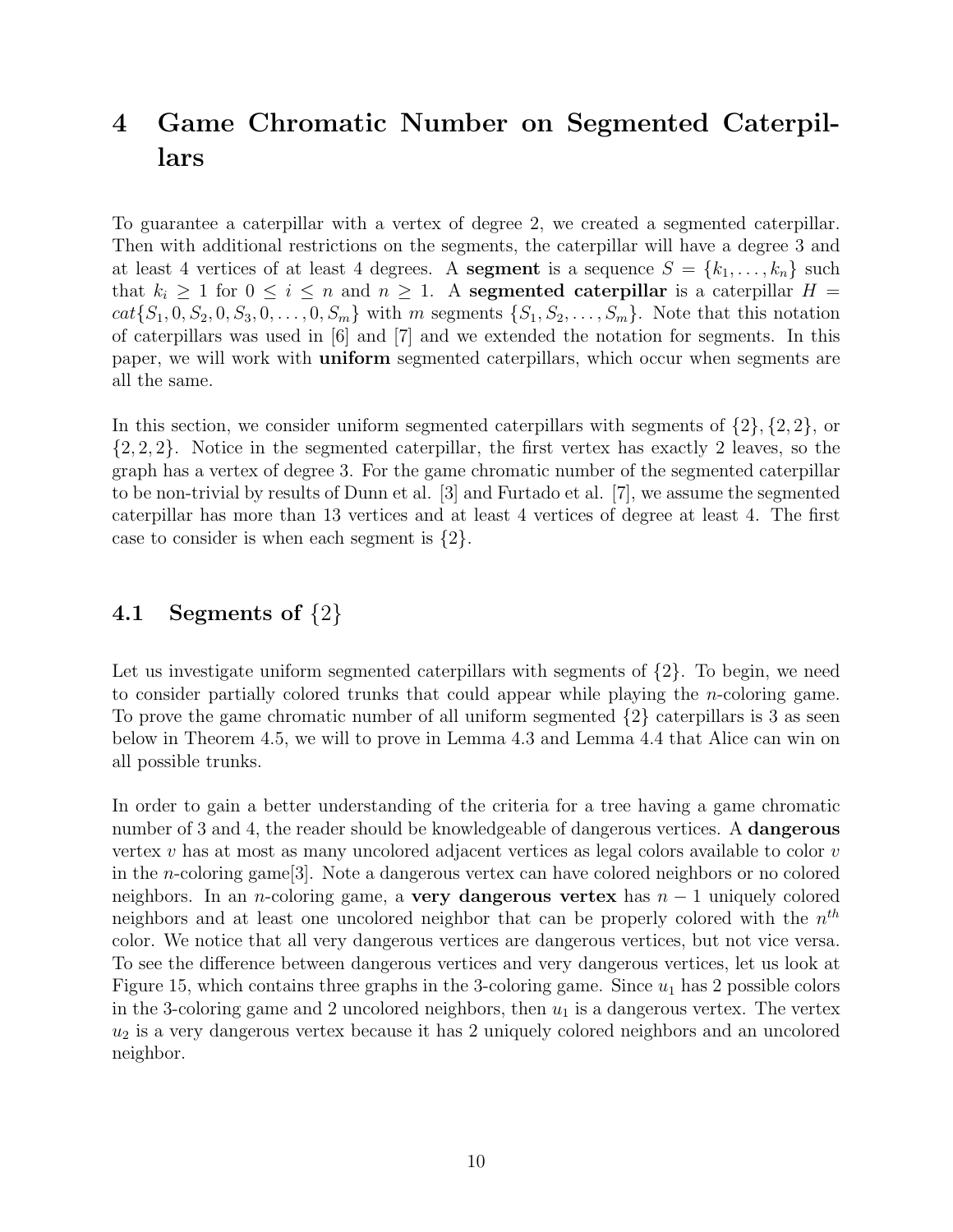# 4 Game Chromatic Number on Segmented Caterpillars

To guarantee a caterpillar with a vertex of degree 2, we created a segmented caterpillar. Then with additional restrictions on the segments, the caterpillar will have a degree 3 and at least 4 vertices of at least 4 degrees. A **segment** is a sequence $S = \{k_1, \ldots, k_n\}$ such that $k_i \geq 1$ for $0 \leq i \leq n$ and $n \geq 1$. A **segmented caterpillar** is a caterpillar $H = cat\{S_1, 0, S_2, 0, S_3, 0, \ldots, 0, S_m\}$ with $m$ segments $\{S_1, S_2, \ldots, S_m\}$. Note that this notation of caterpillars was used in [6] and [7] and we extended the notation for segments. In this paper, we will work with **uniform** segmented caterpillars, which occur when segments are all the same.

In this section, we consider uniform segmented caterpillars with segments of $\{2\}, \{2, 2\}$, or $\{2, 2, 2\}$. Notice in the segmented caterpillar, the first vertex has exactly 2 leaves, so the graph has a vertex of degree 3. For the game chromatic number of the segmented caterpillar to be non-trivial by results of Dunn et al. [3] and Furtado et al. [7], we assume the segmented caterpillar has more than 13 vertices and at least 4 vertices of degree at least 4. The first case to consider is when each segment is $\{2\}$.

## 4.1 Segments of $\{2\}$

Let us investigate uniform segmented caterpillars with segments of $\{2\}$. To begin, we need to consider partially colored trunks that could appear while playing the $n$-coloring game. To prove the game chromatic number of all uniform segmented $\{2\}$ caterpillars is 3 as seen below in Theorem 4.5, we will to prove in Lemma 4.3 and Lemma 4.4 that Alice can win on all possible trunks.

In order to gain a better understanding of the criteria for a tree having a game chromatic number of 3 and 4, the reader should be knowledgeable of dangerous vertices. A **dangerous** vertex $v$ has at most as many uncolored adjacent vertices as legal colors available to color $v$ in the $n$-coloring game[3]. Note a dangerous vertex can have colored neighbors or no colored neighbors. In an $n$-coloring game, a **very dangerous vertex** has $n - 1$ uniquely colored neighbors and at least one uncolored neighbor that can be properly colored with the $n^{th}$ color. We notice that all very dangerous vertices are dangerous vertices, but not vice versa. To see the difference between dangerous vertices and very dangerous vertices, let us look at Figure 15, which contains three graphs in the 3-coloring game. Since $u_1$ has 2 possible colors in the 3-coloring game and 2 uncolored neighbors, then $u_1$ is a dangerous vertex. The vertex $u_2$ is a very dangerous vertex because it has 2 uniquely colored neighbors and an uncolored neighbor.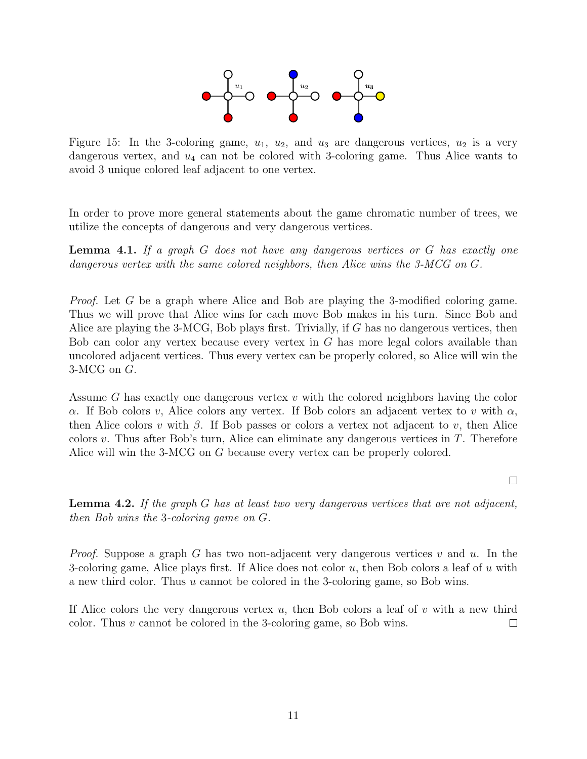Figure 15: In the 3-coloring game, $u_1$, $u_2$, and $u_3$ are dangerous vertices, $u_2$ is a very dangerous vertex, and $u_4$ can not be colored with 3-coloring game. Thus Alice wants to avoid 3 unique colored leaf adjacent to one vertex.

In order to prove more general statements about the game chromatic number of trees, we utilize the concepts of dangerous and very dangerous vertices.

**Lemma 4.1.** *If a graph $G$ does not have any dangerous vertices or $G$ has exactly one dangerous vertex with the same colored neighbors, then Alice wins the 3-MCG on $G$.*

*Proof.* Let $G$ be a graph where Alice and Bob are playing the 3-modified coloring game. Thus we will prove that Alice wins for each move Bob makes in his turn. Since Bob and Alice are playing the 3-MCG, Bob plays first. Trivially, if $G$ has no dangerous vertices, then Bob can color any vertex because every vertex in $G$ has more legal colors available than uncolored adjacent vertices. Thus every vertex can be properly colored, so Alice will win the 3-MCG on $G$.

Assume $G$ has exactly one dangerous vertex $v$ with the colored neighbors having the color $\alpha$. If Bob colors $v$, Alice colors any vertex. If Bob colors an adjacent vertex to $v$ with $\alpha$, then Alice colors $v$ with $\beta$. If Bob passes or colors a vertex not adjacent to $v$, then Alice colors $v$. Thus after Bob's turn, Alice can eliminate any dangerous vertices in $T$. Therefore Alice will win the 3-MCG on $G$ because every vertex can be properly colored. □

**Lemma 4.2.** *If the graph $G$ has at least two very dangerous vertices that are not adjacent, then Bob wins the 3-coloring game on $G$.*

*Proof.* Suppose a graph $G$ has two non-adjacent very dangerous vertices $v$ and $u$. In the 3-coloring game, Alice plays first. If Alice does not color $u$, then Bob colors a leaf of $u$ with a new third color. Thus $u$ cannot be colored in the 3-coloring game, so Bob wins.

If Alice colors the very dangerous vertex $u$, then Bob colors a leaf of $v$ with a new third color. Thus $v$ cannot be colored in the 3-coloring game, so Bob wins. □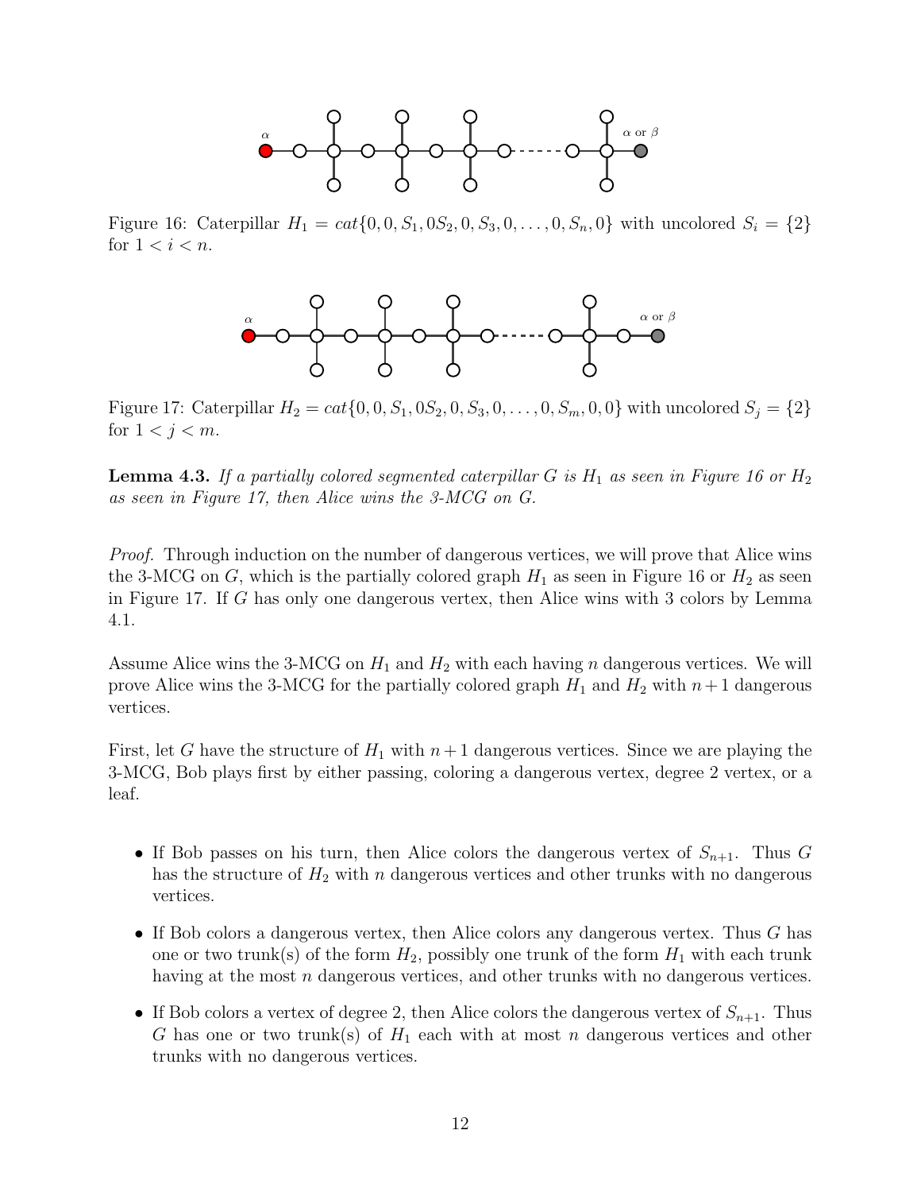Figure 16: Caterpillar $H_1 = cat\{0, 0, S_1, 0S_2, 0, S_3, 0, \ldots, 0, S_n, 0\}$ with uncolored $S_i = \{2\}$ for $1 < i < n$.

Figure 17: Caterpillar $H_2 = cat\{0, 0, S_1, 0S_2, 0, S_3, 0, \ldots, 0, S_m, 0, 0\}$ with uncolored $S_j = \{2\}$ for $1 < j < m$.

**Lemma 4.3.** *If a partially colored segmented caterpillar $G$ is $H_1$ as seen in Figure 16 or $H_2$ as seen in Figure 17, then Alice wins the 3-MCG on $G$.*

*Proof.* Through induction on the number of dangerous vertices, we will prove that Alice wins the 3-MCG on $G$, which is the partially colored graph $H_1$ as seen in Figure 16 or $H_2$ as seen in Figure 17. If $G$ has only one dangerous vertex, then Alice wins with 3 colors by Lemma 4.1.

Assume Alice wins the 3-MCG on $H_1$ and $H_2$ with each having $n$ dangerous vertices. We will prove Alice wins the 3-MCG for the partially colored graph $H_1$ and $H_2$ with $n+1$ dangerous vertices.

First, let $G$ have the structure of $H_1$ with $n+1$ dangerous vertices. Since we are playing the 3-MCG, Bob plays first by either passing, coloring a dangerous vertex, degree 2 vertex, or a leaf.

- If Bob passes on his turn, then Alice colors the dangerous vertex of $S_{n+1}$. Thus $G$ has the structure of $H_2$ with $n$ dangerous vertices and other trunks with no dangerous vertices.
- If Bob colors a dangerous vertex, then Alice colors any dangerous vertex. Thus $G$ has one or two trunk(s) of the form $H_2$, possibly one trunk of the form $H_1$ with each trunk having at the most $n$ dangerous vertices, and other trunks with no dangerous vertices.
- If Bob colors a vertex of degree 2, then Alice colors the dangerous vertex of $S_{n+1}$. Thus $G$ has one or two trunk(s) of $H_1$ each with at most $n$ dangerous vertices and other trunks with no dangerous vertices.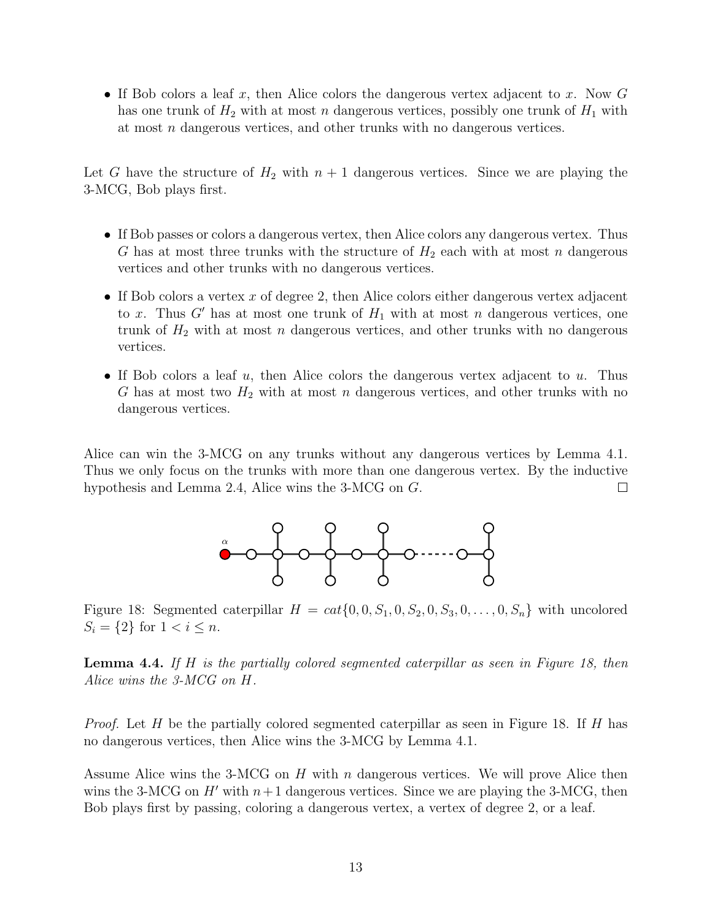- If Bob colors a leaf $x$, then Alice colors the dangerous vertex adjacent to $x$. Now $G$ has one trunk of $H_2$ with at most $n$ dangerous vertices, possibly one trunk of $H_1$ with at most $n$ dangerous vertices, and other trunks with no dangerous vertices.

Let $G$ have the structure of $H_2$ with $n+1$ dangerous vertices. Since we are playing the 3-MCG, Bob plays first.

- If Bob passes or colors a dangerous vertex, then Alice colors any dangerous vertex. Thus $G$ has at most three trunks with the structure of $H_2$ each with at most $n$ dangerous vertices and other trunks with no dangerous vertices.
- If Bob colors a vertex $x$ of degree 2, then Alice colors either dangerous vertex adjacent to $x$. Thus $G'$ has at most one trunk of $H_1$ with at most $n$ dangerous vertices, one trunk of $H_2$ with at most $n$ dangerous vertices, and other trunks with no dangerous vertices.
- If Bob colors a leaf $u$, then Alice colors the dangerous vertex adjacent to $u$. Thus $G$ has at most two $H_2$ with at most $n$ dangerous vertices, and other trunks with no dangerous vertices.

Alice can win the 3-MCG on any trunks without any dangerous vertices by Lemma 4.1. Thus we only focus on the trunks with more than one dangerous vertex. By the inductive hypothesis and Lemma 2.4, Alice wins the 3-MCG on $G$. □

Figure 18: Segmented caterpillar $H = cat\{0, 0, S_1, 0, S_2, 0, S_3, 0, \ldots, 0, S_n\}$ with uncolored $S_i = \{2\}$ for $1 < i \leq n$.

**Lemma 4.4.** *If $H$ is the partially colored segmented caterpillar as seen in Figure 18, then Alice wins the 3-MCG on $H$.*

*Proof.* Let $H$ be the partially colored segmented caterpillar as seen in Figure 18. If $H$ has no dangerous vertices, then Alice wins the 3-MCG by Lemma 4.1.

Assume Alice wins the 3-MCG on $H$ with $n$ dangerous vertices. We will prove Alice then wins the 3-MCG on $H'$ with $n+1$ dangerous vertices. Since we are playing the 3-MCG, then Bob plays first by passing, coloring a dangerous vertex, a vertex of degree 2, or a leaf.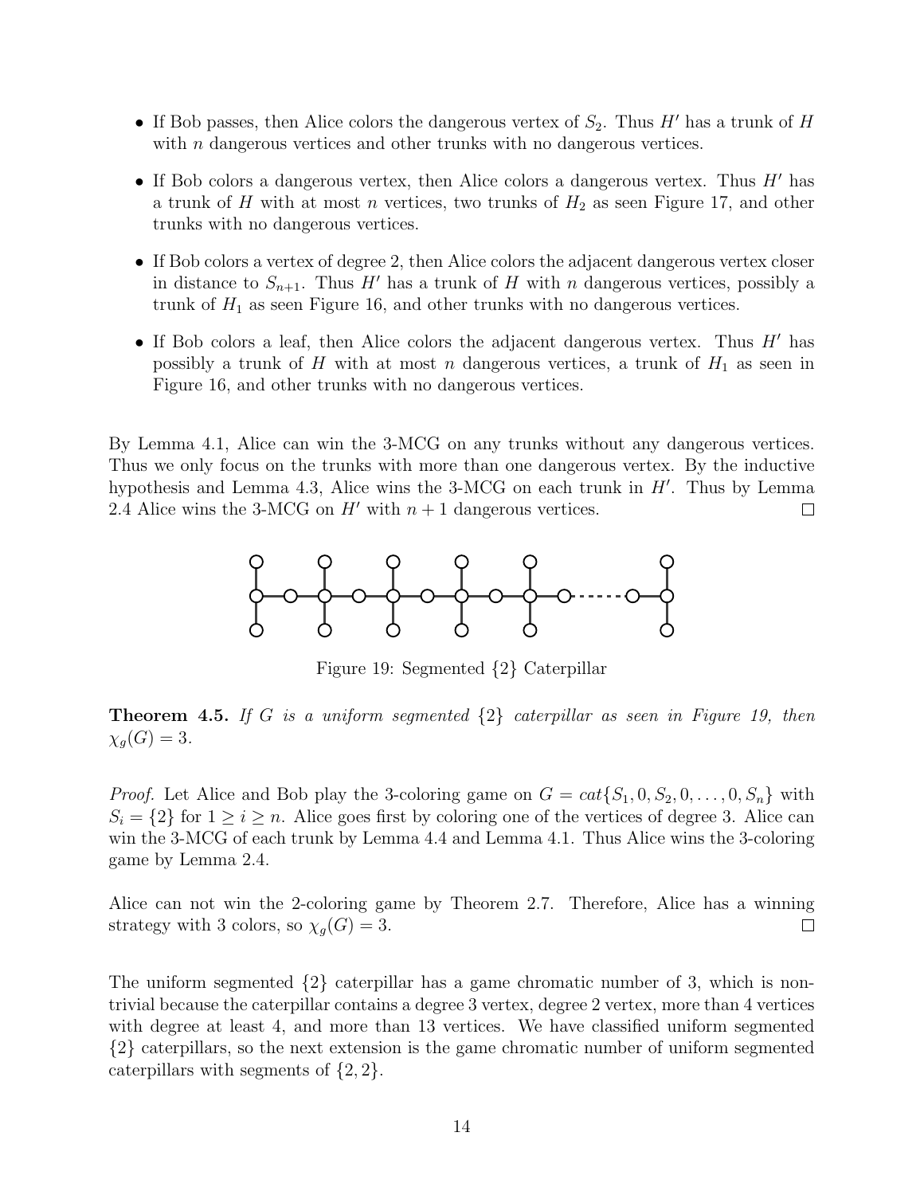- If Bob passes, then Alice colors the dangerous vertex of $S_2$. Thus $H'$ has a trunk of $H$ with $n$ dangerous vertices and other trunks with no dangerous vertices.
- If Bob colors a dangerous vertex, then Alice colors a dangerous vertex. Thus $H'$ has a trunk of $H$ with at most $n$ vertices, two trunks of $H_2$ as seen Figure 17, and other trunks with no dangerous vertices.
- If Bob colors a vertex of degree 2, then Alice colors the adjacent dangerous vertex closer in distance to $S_{n+1}$. Thus $H'$ has a trunk of $H$ with $n$ dangerous vertices, possibly a trunk of $H_1$ as seen Figure 16, and other trunks with no dangerous vertices.
- If Bob colors a leaf, then Alice colors the adjacent dangerous vertex. Thus $H'$ has possibly a trunk of $H$ with at most $n$ dangerous vertices, a trunk of $H_1$ as seen in Figure 16, and other trunks with no dangerous vertices.

By Lemma 4.1, Alice can win the 3-MCG on any trunks without any dangerous vertices. Thus we only focus on the trunks with more than one dangerous vertex. By the inductive hypothesis and Lemma 4.3, Alice wins the 3-MCG on each trunk in $H'$. Thus by Lemma 2.4 Alice wins the 3-MCG on $H'$ with $n+1$ dangerous vertices. □

Figure 19: Segmented {2} Caterpillar

**Theorem 4.5.** *If $G$ is a uniform segmented $\{2\}$ caterpillar as seen in Figure 19, then $\chi_g(G) = 3$.*

*Proof.* Let Alice and Bob play the 3-coloring game on $G = cat\{S_1, 0, S_2, 0, \ldots, 0, S_n\}$ with $S_i = \{2\}$ for $1 \geq i \geq n$. Alice goes first by coloring one of the vertices of degree 3. Alice can win the 3-MCG of each trunk by Lemma 4.4 and Lemma 4.1. Thus Alice wins the 3-coloring game by Lemma 2.4.

Alice can not win the 2-coloring game by Theorem 2.7. Therefore, Alice has a winning strategy with 3 colors, so $\chi_g(G) = 3$. □

The uniform segmented $\{2\}$ caterpillar has a game chromatic number of 3, which is non-trivial because the caterpillar contains a degree 3 vertex, degree 2 vertex, more than 4 vertices with degree at least 4, and more than 13 vertices. We have classified uniform segmented $\{2\}$ caterpillars, so the next extension is the game chromatic number of uniform segmented caterpillars with segments of $\{2, 2\}$.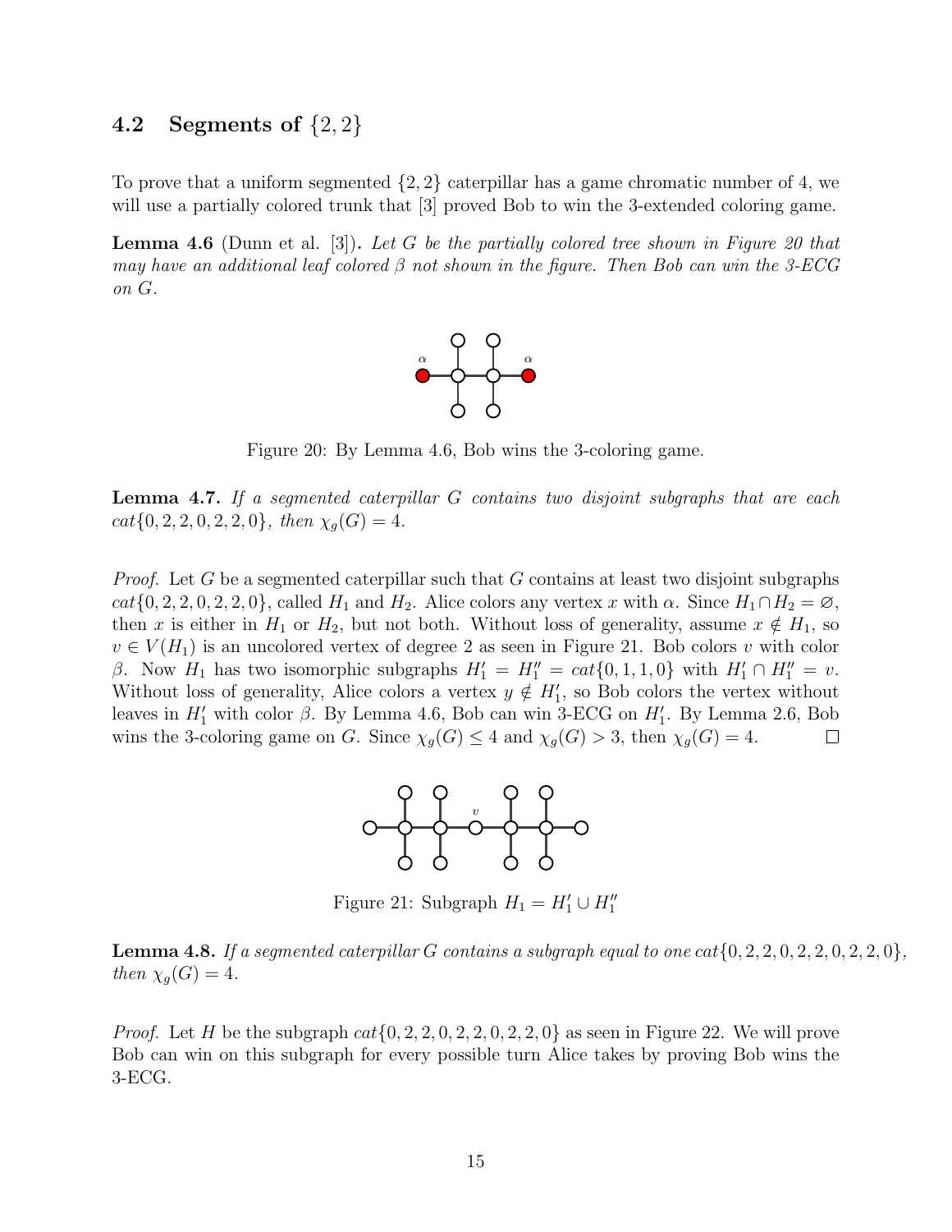### 4.2 Segments of $\{2, 2\}$

To prove that a uniform segmented $\{2, 2\}$ caterpillar has a game chromatic number of 4, we will use a partially colored trunk that [3] proved Bob to win the 3-extended coloring game.

**Lemma 4.6** (Dunn et al. [3])**.** *Let $G$ be the partially colored tree shown in Figure 20 that may have an additional leaf colored $\beta$ not shown in the figure. Then Bob can win the 3-ECG on $G$.*

Figure 20: By Lemma 4.6, Bob wins the 3-coloring game.

**Lemma 4.7.** *If a segmented caterpillar $G$ contains two disjoint subgraphs that are each $cat\{0, 2, 2, 0, 2, 2, 0\}$, then $\chi_g(G) = 4$.*

*Proof.* Let $G$ be a segmented caterpillar such that $G$ contains at least two disjoint subgraphs $cat\{0, 2, 2, 0, 2, 2, 0\}$, called $H_1$ and $H_2$. Alice colors any vertex $x$ with $\alpha$. Since $H_1 \cap H_2 = \varnothing$, then $x$ is either in $H_1$ or $H_2$, but not both. Without loss of generality, assume $x \notin H_1$, so $v \in V(H_1)$ is an uncolored vertex of degree 2 as seen in Figure 21. Bob colors $v$ with color $\beta$. Now $H_1$ has two isomorphic subgraphs $H_1' = H_1'' = cat\{0, 1, 1, 0\}$ with $H_1' \cap H_1'' = v$. Without loss of generality, Alice colors a vertex $y \notin H_1'$, so Bob colors the vertex without leaves in $H_1'$ with color $\beta$. By Lemma 4.6, Bob can win 3-ECG on $H_1'$. By Lemma 2.6, Bob wins the 3-coloring game on $G$. Since $\chi_g(G) \leq 4$ and $\chi_g(G) > 3$, then $\chi_g(G) = 4$. $\square$

Figure 21: Subgraph $H_1 = H_1' \cup H_1''$

**Lemma 4.8.** *If a segmented caterpillar $G$ contains a subgraph equal to one $cat\{0, 2, 2, 0, 2, 2, 0, 2, 2, 0\}$, then $\chi_g(G) = 4$.*

*Proof.* Let $H$ be the subgraph $cat\{0, 2, 2, 0, 2, 2, 0, 2, 2, 0\}$ as seen in Figure 22. We will prove Bob can win on this subgraph for every possible turn Alice takes by proving Bob wins the 3-ECG.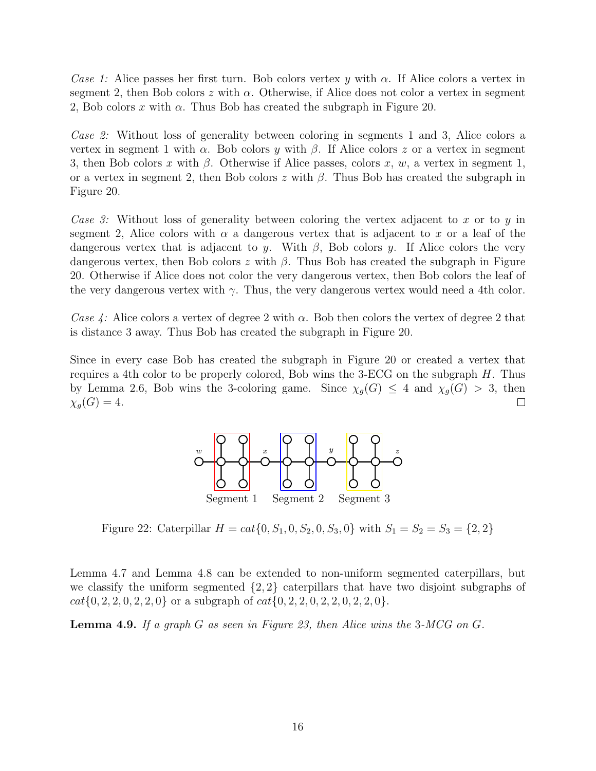*Case 1:* Alice passes her first turn. Bob colors vertex $y$ with $\alpha$. If Alice colors a vertex in segment 2, then Bob colors $z$ with $\alpha$. Otherwise, if Alice does not color a vertex in segment 2, Bob colors $x$ with $\alpha$. Thus Bob has created the subgraph in Figure 20.

*Case 2:* Without loss of generality between coloring in segments 1 and 3, Alice colors a vertex in segment 1 with $\alpha$. Bob colors $y$ with $\beta$. If Alice colors $z$ or a vertex in segment 3, then Bob colors $x$ with $\beta$. Otherwise if Alice passes, colors $x$, $w$, a vertex in segment 1, or a vertex in segment 2, then Bob colors $z$ with $\beta$. Thus Bob has created the subgraph in Figure 20.

*Case 3:* Without loss of generality between coloring the vertex adjacent to $x$ or to $y$ in segment 2, Alice colors with $\alpha$ a dangerous vertex that is adjacent to $x$ or a leaf of the dangerous vertex that is adjacent to $y$. With $\beta$, Bob colors $y$. If Alice colors the very dangerous vertex, then Bob colors $z$ with $\beta$. Thus Bob has created the subgraph in Figure 20. Otherwise if Alice does not color the very dangerous vertex, then Bob colors the leaf of the very dangerous vertex with $\gamma$. Thus, the very dangerous vertex would need a 4th color.

*Case 4:* Alice colors a vertex of degree 2 with $\alpha$. Bob then colors the vertex of degree 2 that is distance 3 away. Thus Bob has created the subgraph in Figure 20.

Since in every case Bob has created the subgraph in Figure 20 or created a vertex that requires a 4th color to be properly colored, Bob wins the 3-ECG on the subgraph $H$. Thus by Lemma 2.6, Bob wins the 3-coloring game. Since $\chi_g(G) \leq 4$ and $\chi_g(G) > 3$, then $\chi_g(G) = 4$. □

Figure 22: Caterpillar $H = cat\{0, S_1, 0, S_2, 0, S_3, 0\}$ with $S_1 = S_2 = S_3 = \{2, 2\}$

Lemma 4.7 and Lemma 4.8 can be extended to non-uniform segmented caterpillars, but we classify the uniform segmented $\{2, 2\}$ caterpillars that have two disjoint subgraphs of $cat\{0, 2, 2, 0, 2, 2, 0\}$ or a subgraph of $cat\{0, 2, 2, 0, 2, 2, 0, 2, 2, 0\}$.

**Lemma 4.9.** *If a graph $G$ as seen in Figure 23, then Alice wins the 3-MCG on $G$.*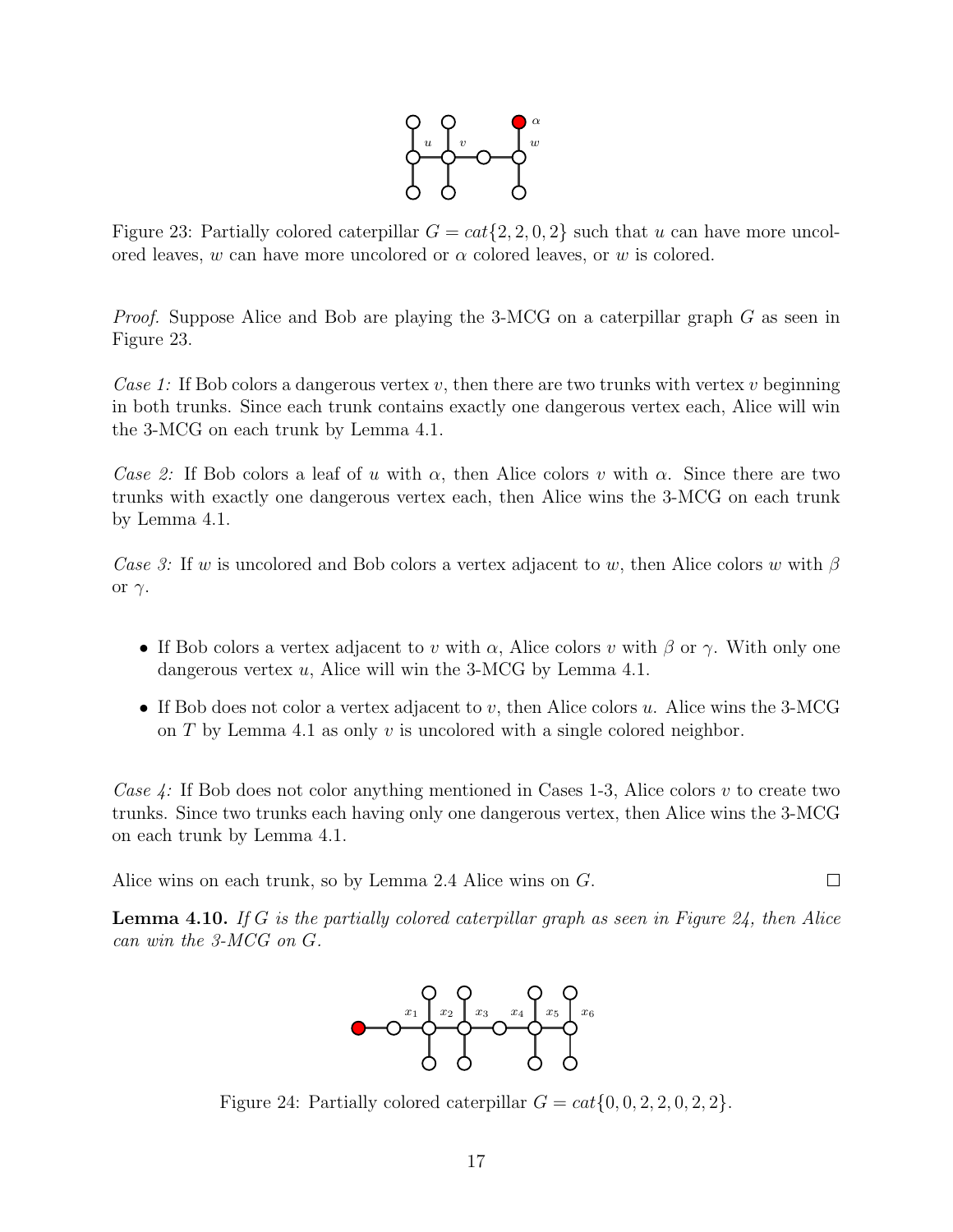Figure 23: Partially colored caterpillar $G = cat\{2, 2, 0, 2\}$ such that $u$ can have more uncolored leaves, $w$ can have more uncolored or $\alpha$ colored leaves, or $w$ is colored.

*Proof.* Suppose Alice and Bob are playing the 3-MCG on a caterpillar graph $G$ as seen in Figure 23.

*Case 1:* If Bob colors a dangerous vertex $v$, then there are two trunks with vertex $v$ beginning in both trunks. Since each trunk contains exactly one dangerous vertex each, Alice will win the 3-MCG on each trunk by Lemma 4.1.

*Case 2:* If Bob colors a leaf of $u$ with $\alpha$, then Alice colors $v$ with $\alpha$. Since there are two trunks with exactly one dangerous vertex each, then Alice wins the 3-MCG on each trunk by Lemma 4.1.

*Case 3:* If $w$ is uncolored and Bob colors a vertex adjacent to $w$, then Alice colors $w$ with $\beta$ or $\gamma$.

- If Bob colors a vertex adjacent to $v$ with $\alpha$, Alice colors $v$ with $\beta$ or $\gamma$. With only one dangerous vertex $u$, Alice will win the 3-MCG by Lemma 4.1.
- If Bob does not color a vertex adjacent to $v$, then Alice colors $u$. Alice wins the 3-MCG on $T$ by Lemma 4.1 as only $v$ is uncolored with a single colored neighbor.

*Case 4:* If Bob does not color anything mentioned in Cases 1-3, Alice colors $v$ to create two trunks. Since two trunks each having only one dangerous vertex, then Alice wins the 3-MCG on each trunk by Lemma 4.1.

Alice wins on each trunk, so by Lemma 2.4 Alice wins on $G$. ∎

**Lemma 4.10.** *If $G$ is the partially colored caterpillar graph as seen in Figure 24, then Alice can win the 3-MCG on $G$.*

Figure 24: Partially colored caterpillar $G = cat\{0, 0, 2, 2, 0, 2, 2\}$.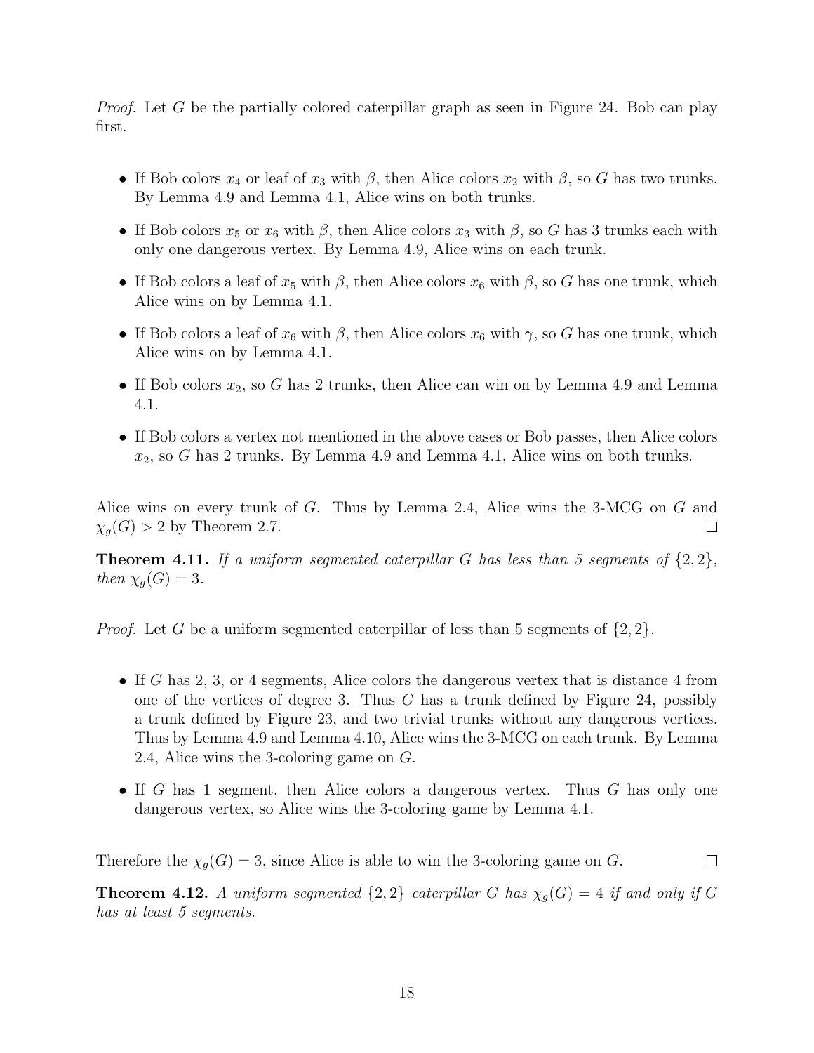*Proof.* Let $G$ be the partially colored caterpillar graph as seen in Figure 24. Bob can play first.

- If Bob colors $x_4$ or leaf of $x_3$ with $\beta$, then Alice colors $x_2$ with $\beta$, so $G$ has two trunks. By Lemma 4.9 and Lemma 4.1, Alice wins on both trunks.
- If Bob colors $x_5$ or $x_6$ with $\beta$, then Alice colors $x_3$ with $\beta$, so $G$ has 3 trunks each with only one dangerous vertex. By Lemma 4.9, Alice wins on each trunk.
- If Bob colors a leaf of $x_5$ with $\beta$, then Alice colors $x_6$ with $\beta$, so $G$ has one trunk, which Alice wins on by Lemma 4.1.
- If Bob colors a leaf of $x_6$ with $\beta$, then Alice colors $x_6$ with $\gamma$, so $G$ has one trunk, which Alice wins on by Lemma 4.1.
- If Bob colors $x_2$, so $G$ has 2 trunks, then Alice can win on by Lemma 4.9 and Lemma 4.1.
- If Bob colors a vertex not mentioned in the above cases or Bob passes, then Alice colors $x_2$, so $G$ has 2 trunks. By Lemma 4.9 and Lemma 4.1, Alice wins on both trunks.

Alice wins on every trunk of $G$. Thus by Lemma 2.4, Alice wins the 3-MCG on $G$ and $\chi_g(G) > 2$ by Theorem 2.7. □

**Theorem 4.11.** *If a uniform segmented caterpillar $G$ has less than 5 segments of $\{2, 2\}$, then $\chi_g(G) = 3$.*

*Proof.* Let $G$ be a uniform segmented caterpillar of less than 5 segments of $\{2, 2\}$.

- If $G$ has 2, 3, or 4 segments, Alice colors the dangerous vertex that is distance 4 from one of the vertices of degree 3. Thus $G$ has a trunk defined by Figure 24, possibly a trunk defined by Figure 23, and two trivial trunks without any dangerous vertices. Thus by Lemma 4.9 and Lemma 4.10, Alice wins the 3-MCG on each trunk. By Lemma 2.4, Alice wins the 3-coloring game on $G$.
- If $G$ has 1 segment, then Alice colors a dangerous vertex. Thus $G$ has only one dangerous vertex, so Alice wins the 3-coloring game by Lemma 4.1.

Therefore the $\chi_g(G) = 3$, since Alice is able to win the 3-coloring game on $G$. □

**Theorem 4.12.** *A uniform segmented $\{2, 2\}$ caterpillar $G$ has $\chi_g(G) = 4$ if and only if $G$ has at least 5 segments.*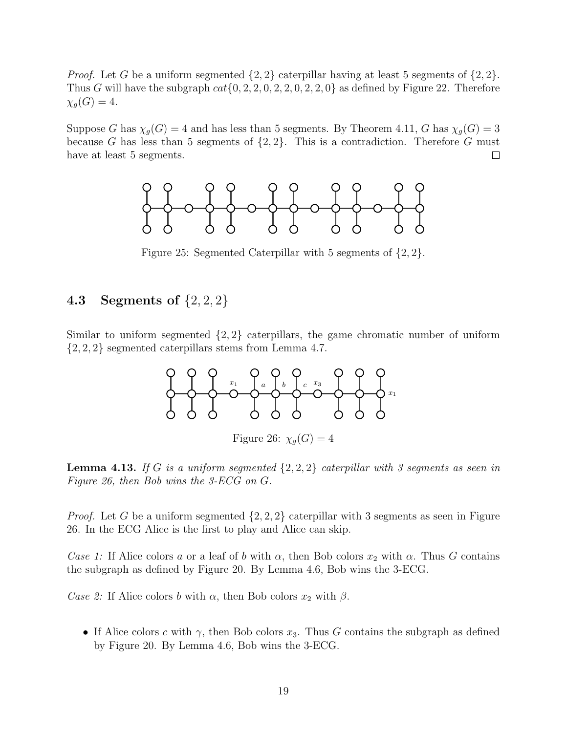*Proof.* Let $G$ be a uniform segmented $\{2, 2\}$ caterpillar having at least 5 segments of $\{2, 2\}$. Thus $G$ will have the subgraph $cat\{0, 2, 2, 0, 2, 2, 0, 2, 2, 0\}$ as defined by Figure 22. Therefore $\chi_g(G) = 4$.

Suppose $G$ has $\chi_g(G) = 4$ and has less than 5 segments. By Theorem 4.11, $G$ has $\chi_g(G) = 3$ because $G$ has less than 5 segments of $\{2, 2\}$. This is a contradiction. Therefore $G$ must have at least 5 segments. $\square$

Figure 25: Segmented Caterpillar with 5 segments of $\{2, 2\}$.

## 4.3 Segments of $\{2, 2, 2\}$

Similar to uniform segmented $\{2, 2\}$ caterpillars, the game chromatic number of uniform $\{2, 2, 2\}$ segmented caterpillars stems from Lemma 4.7.

Figure 26: $\chi_g(G) = 4$

**Lemma 4.13.** *If $G$ is a uniform segmented $\{2, 2, 2\}$ caterpillar with 3 segments as seen in Figure 26, then Bob wins the 3-ECG on $G$.*

*Proof.* Let $G$ be a uniform segmented $\{2, 2, 2\}$ caterpillar with 3 segments as seen in Figure 26. In the ECG Alice is the first to play and Alice can skip.

*Case 1:* If Alice colors $a$ or a leaf of $b$ with $\alpha$, then Bob colors $x_2$ with $\alpha$. Thus $G$ contains the subgraph as defined by Figure 20. By Lemma 4.6, Bob wins the 3-ECG.

*Case 2:* If Alice colors $b$ with $\alpha$, then Bob colors $x_2$ with $\beta$.

- If Alice colors $c$ with $\gamma$, then Bob colors $x_3$. Thus $G$ contains the subgraph as defined by Figure 20. By Lemma 4.6, Bob wins the 3-ECG.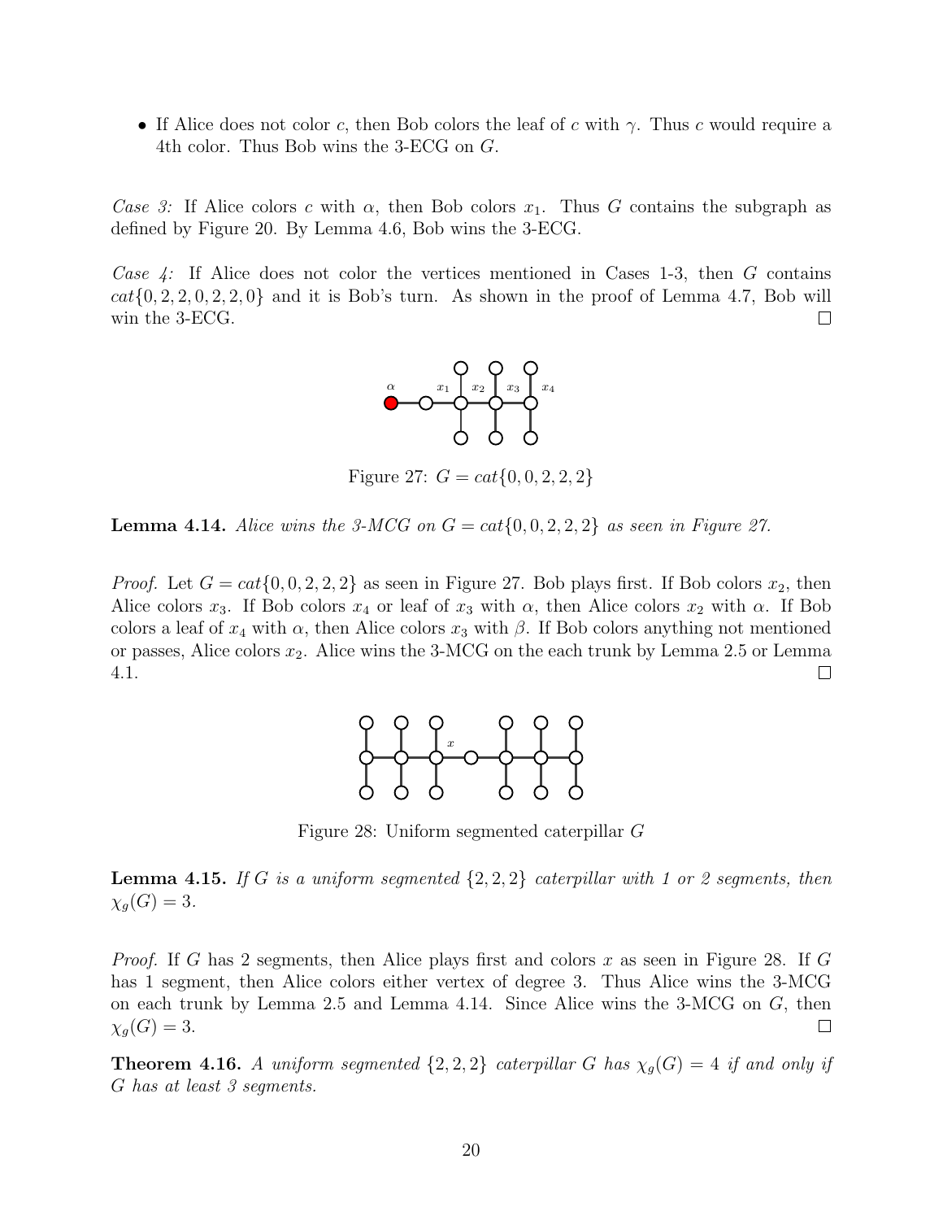- If Alice does not color $c$, then Bob colors the leaf of $c$ with $\gamma$. Thus $c$ would require a 4th color. Thus Bob wins the 3-ECG on $G$.

*Case 3:* If Alice colors $c$ with $\alpha$, then Bob colors $x_1$. Thus $G$ contains the subgraph as defined by Figure 20. By Lemma 4.6, Bob wins the 3-ECG.

*Case 4:* If Alice does not color the vertices mentioned in Cases 1-3, then $G$ contains $cat\{0, 2, 2, 0, 2, 2, 0\}$ and it is Bob's turn. As shown in the proof of Lemma 4.7, Bob will win the 3-ECG. □

Figure 27: $G = cat\{0, 0, 2, 2, 2\}$

**Lemma 4.14.** *Alice wins the 3-MCG on $G = cat\{0, 0, 2, 2, 2\}$ as seen in Figure 27.*

*Proof.* Let $G = cat\{0, 0, 2, 2, 2\}$ as seen in Figure 27. Bob plays first. If Bob colors $x_2$, then Alice colors $x_3$. If Bob colors $x_4$ or leaf of $x_3$ with $\alpha$, then Alice colors $x_2$ with $\alpha$. If Bob colors a leaf of $x_4$ with $\alpha$, then Alice colors $x_3$ with $\beta$. If Bob colors anything not mentioned or passes, Alice colors $x_2$. Alice wins the 3-MCG on the each trunk by Lemma 2.5 or Lemma 4.1. □

Figure 28: Uniform segmented caterpillar $G$

**Lemma 4.15.** *If $G$ is a uniform segmented $\{2, 2, 2\}$ caterpillar with 1 or 2 segments, then $\chi_g(G) = 3$.*

*Proof.* If $G$ has 2 segments, then Alice plays first and colors $x$ as seen in Figure 28. If $G$ has 1 segment, then Alice colors either vertex of degree 3. Thus Alice wins the 3-MCG on each trunk by Lemma 2.5 and Lemma 4.14. Since Alice wins the 3-MCG on $G$, then $\chi_g(G) = 3$. □

**Theorem 4.16.** *A uniform segmented $\{2, 2, 2\}$ caterpillar $G$ has $\chi_g(G) = 4$ if and only if $G$ has at least 3 segments.*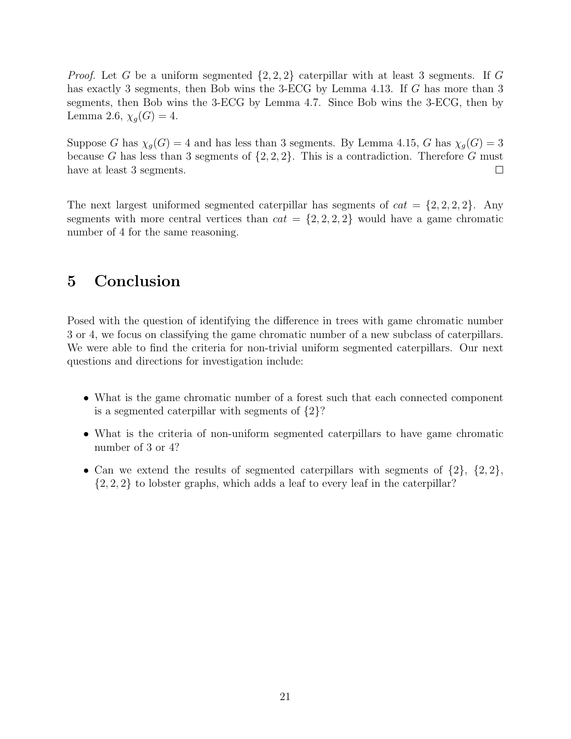*Proof.* Let $G$ be a uniform segmented $\{2, 2, 2\}$ caterpillar with at least 3 segments. If $G$ has exactly 3 segments, then Bob wins the 3-ECG by Lemma 4.13. If $G$ has more than 3 segments, then Bob wins the 3-ECG by Lemma 4.7. Since Bob wins the 3-ECG, then by Lemma 2.6, $\chi_g(G) = 4$.

Suppose $G$ has $\chi_g(G) = 4$ and has less than 3 segments. By Lemma 4.15, $G$ has $\chi_g(G) = 3$ because $G$ has less than 3 segments of $\{2, 2, 2\}$. This is a contradiction. Therefore $G$ must have at least 3 segments. □

The next largest uniformed segmented caterpillar has segments of $cat = \{2, 2, 2, 2\}$. Any segments with more central vertices than $cat = \{2, 2, 2, 2\}$ would have a game chromatic number of 4 for the same reasoning.

# 5 Conclusion

Posed with the question of identifying the difference in trees with game chromatic number 3 or 4, we focus on classifying the game chromatic number of a new subclass of caterpillars. We were able to find the criteria for non-trivial uniform segmented caterpillars. Our next questions and directions for investigation include:

- What is the game chromatic number of a forest such that each connected component is a segmented caterpillar with segments of $\{2\}$?
- What is the criteria of non-uniform segmented caterpillars to have game chromatic number of 3 or 4?
- Can we extend the results of segmented caterpillars with segments of $\{2\}$, $\{2, 2\}$, $\{2, 2, 2\}$ to lobster graphs, which adds a leaf to every leaf in the caterpillar?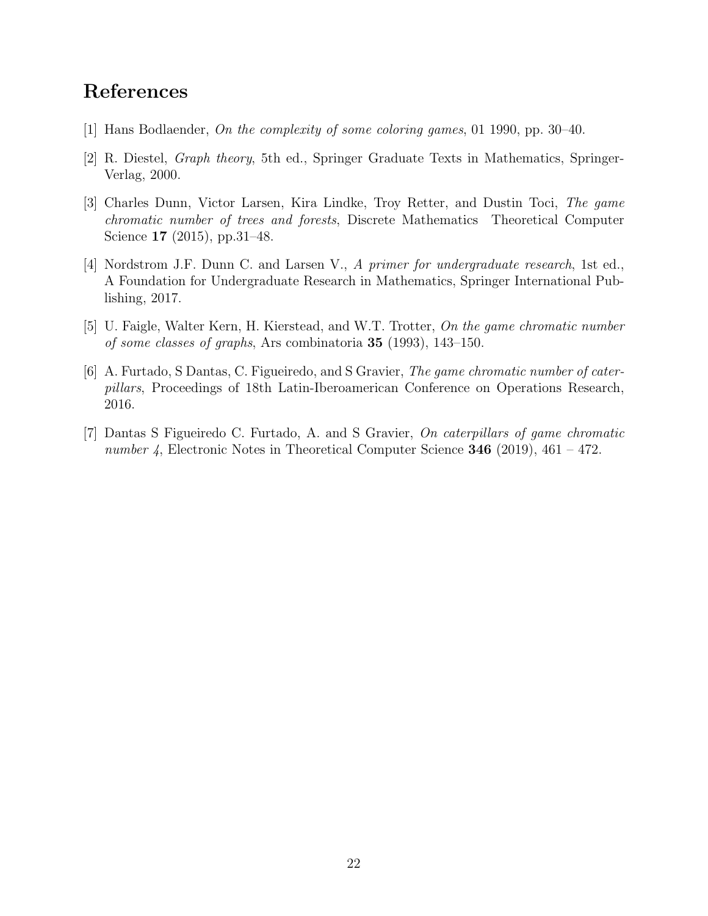# References

[1] Hans Bodlaender, *On the complexity of some coloring games*, 01 1990, pp. 30–40.

[2] R. Diestel, *Graph theory*, 5th ed., Springer Graduate Texts in Mathematics, Springer-Verlag, 2000.

[3] Charles Dunn, Victor Larsen, Kira Lindke, Troy Retter, and Dustin Toci, *The game chromatic number of trees and forests*, Discrete Mathematics Theoretical Computer Science **17** (2015), pp.31–48.

[4] Nordstrom J.F. Dunn C. and Larsen V., *A primer for undergraduate research*, 1st ed., A Foundation for Undergraduate Research in Mathematics, Springer International Publishing, 2017.

[5] U. Faigle, Walter Kern, H. Kierstead, and W.T. Trotter, *On the game chromatic number of some classes of graphs*, Ars combinatoria **35** (1993), 143–150.

[6] A. Furtado, S Dantas, C. Figueiredo, and S Gravier, *The game chromatic number of caterpillars*, Proceedings of 18th Latin-Iberoamerican Conference on Operations Research, 2016.

[7] Dantas S Figueiredo C. Furtado, A. and S Gravier, *On caterpillars of game chromatic number 4*, Electronic Notes in Theoretical Computer Science **346** (2019), 461 – 472.